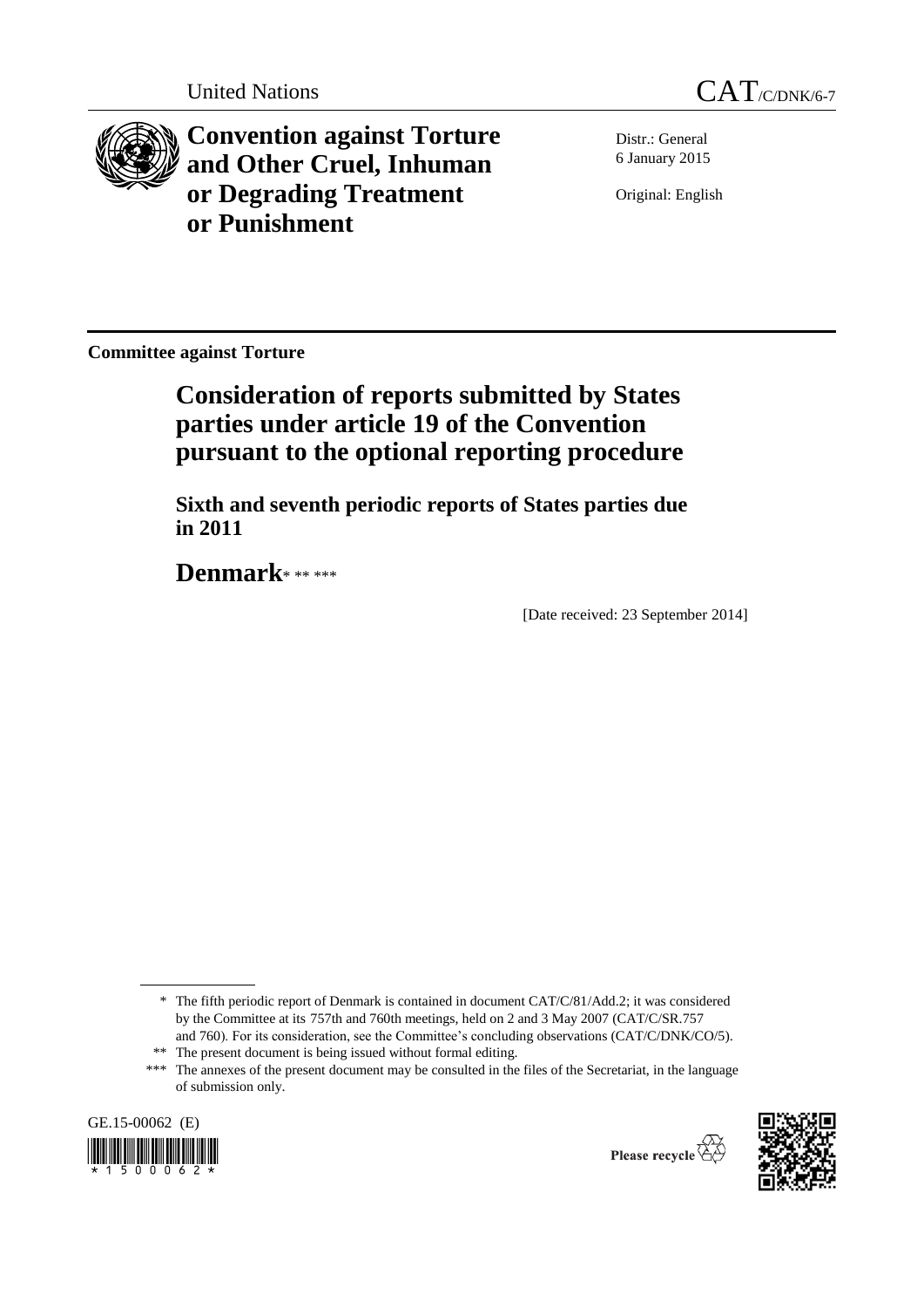United Nations CAT/C/DNK/6-7

# Convention against Torture and Other Cruel, Inhuman or Degrading Treatment or Punishment

Distr.: General
6 January 2015

Original: English

**Committee against Torture**

# Consideration of reports submitted by States parties under article 19 of the Convention pursuant to the optional reporting procedure

## Sixth and seventh periodic reports of States parties due in 2011

# Denmark* ** ***

[Date received: 23 September 2014]

\* The fifth periodic report of Denmark is contained in document CAT/C/81/Add.2; it was considered by the Committee at its 757th and 760th meetings, held on 2 and 3 May 2007 (CAT/C/SR.757 and 760). For its consideration, see the Committee's concluding observations (CAT/C/DNK/CO/5).

\*\* The present document is being issued without formal editing.

\*\*\* The annexes of the present document may be consulted in the files of the Secretariat, in the language of submission only.

GE.15-00062 (E)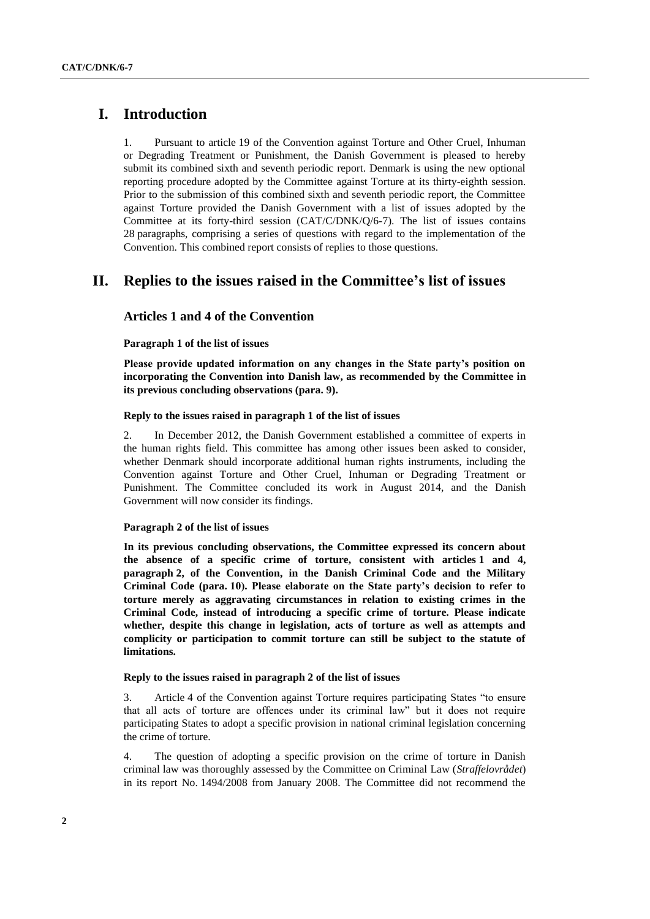# I. Introduction

1. Pursuant to article 19 of the Convention against Torture and Other Cruel, Inhuman or Degrading Treatment or Punishment, the Danish Government is pleased to hereby submit its combined sixth and seventh periodic report. Denmark is using the new optional reporting procedure adopted by the Committee against Torture at its thirty-eighth session. Prior to the submission of this combined sixth and seventh periodic report, the Committee against Torture provided the Danish Government with a list of issues adopted by the Committee at its forty-third session (CAT/C/DNK/Q/6-7). The list of issues contains 28 paragraphs, comprising a series of questions with regard to the implementation of the Convention. This combined report consists of replies to those questions.

# II. Replies to the issues raised in the Committee's list of issues

## Articles 1 and 4 of the Convention

### Paragraph 1 of the list of issues

**Please provide updated information on any changes in the State party's position on incorporating the Convention into Danish law, as recommended by the Committee in its previous concluding observations (para. 9).**

### Reply to the issues raised in paragraph 1 of the list of issues

2. In December 2012, the Danish Government established a committee of experts in the human rights field. This committee has among other issues been asked to consider, whether Denmark should incorporate additional human rights instruments, including the Convention against Torture and Other Cruel, Inhuman or Degrading Treatment or Punishment. The Committee concluded its work in August 2014, and the Danish Government will now consider its findings.

### Paragraph 2 of the list of issues

**In its previous concluding observations, the Committee expressed its concern about the absence of a specific crime of torture, consistent with articles 1 and 4, paragraph 2, of the Convention, in the Danish Criminal Code and the Military Criminal Code (para. 10). Please elaborate on the State party's decision to refer to torture merely as aggravating circumstances in relation to existing crimes in the Criminal Code, instead of introducing a specific crime of torture. Please indicate whether, despite this change in legislation, acts of torture as well as attempts and complicity or participation to commit torture can still be subject to the statute of limitations.**

### Reply to the issues raised in paragraph 2 of the list of issues

3. Article 4 of the Convention against Torture requires participating States "to ensure that all acts of torture are offences under its criminal law" but it does not require participating States to adopt a specific provision in national criminal legislation concerning the crime of torture.

4. The question of adopting a specific provision on the crime of torture in Danish criminal law was thoroughly assessed by the Committee on Criminal Law (*Straffelovrådet*) in its report No. 1494/2008 from January 2008. The Committee did not recommend the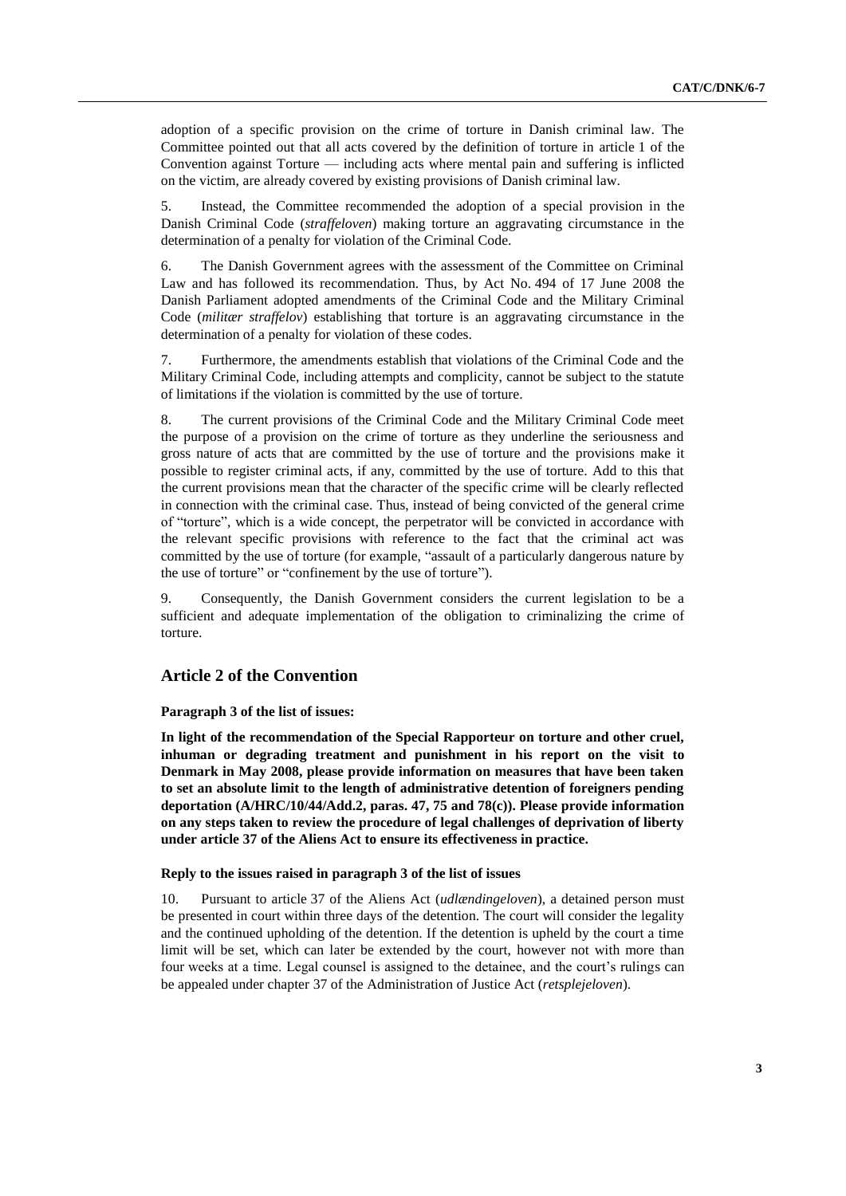adoption of a specific provision on the crime of torture in Danish criminal law. The Committee pointed out that all acts covered by the definition of torture in article 1 of the Convention against Torture — including acts where mental pain and suffering is inflicted on the victim, are already covered by existing provisions of Danish criminal law.

5. Instead, the Committee recommended the adoption of a special provision in the Danish Criminal Code (*straffeloven*) making torture an aggravating circumstance in the determination of a penalty for violation of the Criminal Code.

6. The Danish Government agrees with the assessment of the Committee on Criminal Law and has followed its recommendation. Thus, by Act No. 494 of 17 June 2008 the Danish Parliament adopted amendments of the Criminal Code and the Military Criminal Code (*militær straffelov*) establishing that torture is an aggravating circumstance in the determination of a penalty for violation of these codes.

7. Furthermore, the amendments establish that violations of the Criminal Code and the Military Criminal Code, including attempts and complicity, cannot be subject to the statute of limitations if the violation is committed by the use of torture.

8. The current provisions of the Criminal Code and the Military Criminal Code meet the purpose of a provision on the crime of torture as they underline the seriousness and gross nature of acts that are committed by the use of torture and the provisions make it possible to register criminal acts, if any, committed by the use of torture. Add to this that the current provisions mean that the character of the specific crime will be clearly reflected in connection with the criminal case. Thus, instead of being convicted of the general crime of "torture", which is a wide concept, the perpetrator will be convicted in accordance with the relevant specific provisions with reference to the fact that the criminal act was committed by the use of torture (for example, "assault of a particularly dangerous nature by the use of torture" or "confinement by the use of torture").

9. Consequently, the Danish Government considers the current legislation to be a sufficient and adequate implementation of the obligation to criminalizing the crime of torture.

## Article 2 of the Convention

**Paragraph 3 of the list of issues:**

**In light of the recommendation of the Special Rapporteur on torture and other cruel, inhuman or degrading treatment and punishment in his report on the visit to Denmark in May 2008, please provide information on measures that have been taken to set an absolute limit to the length of administrative detention of foreigners pending deportation (A/HRC/10/44/Add.2, paras. 47, 75 and 78(c)). Please provide information on any steps taken to review the procedure of legal challenges of deprivation of liberty under article 37 of the Aliens Act to ensure its effectiveness in practice.**

**Reply to the issues raised in paragraph 3 of the list of issues**

10. Pursuant to article 37 of the Aliens Act (*udlændingeloven*), a detained person must be presented in court within three days of the detention. The court will consider the legality and the continued upholding of the detention. If the detention is upheld by the court a time limit will be set, which can later be extended by the court, however not with more than four weeks at a time. Legal counsel is assigned to the detainee, and the court's rulings can be appealed under chapter 37 of the Administration of Justice Act (*retsplejeloven*).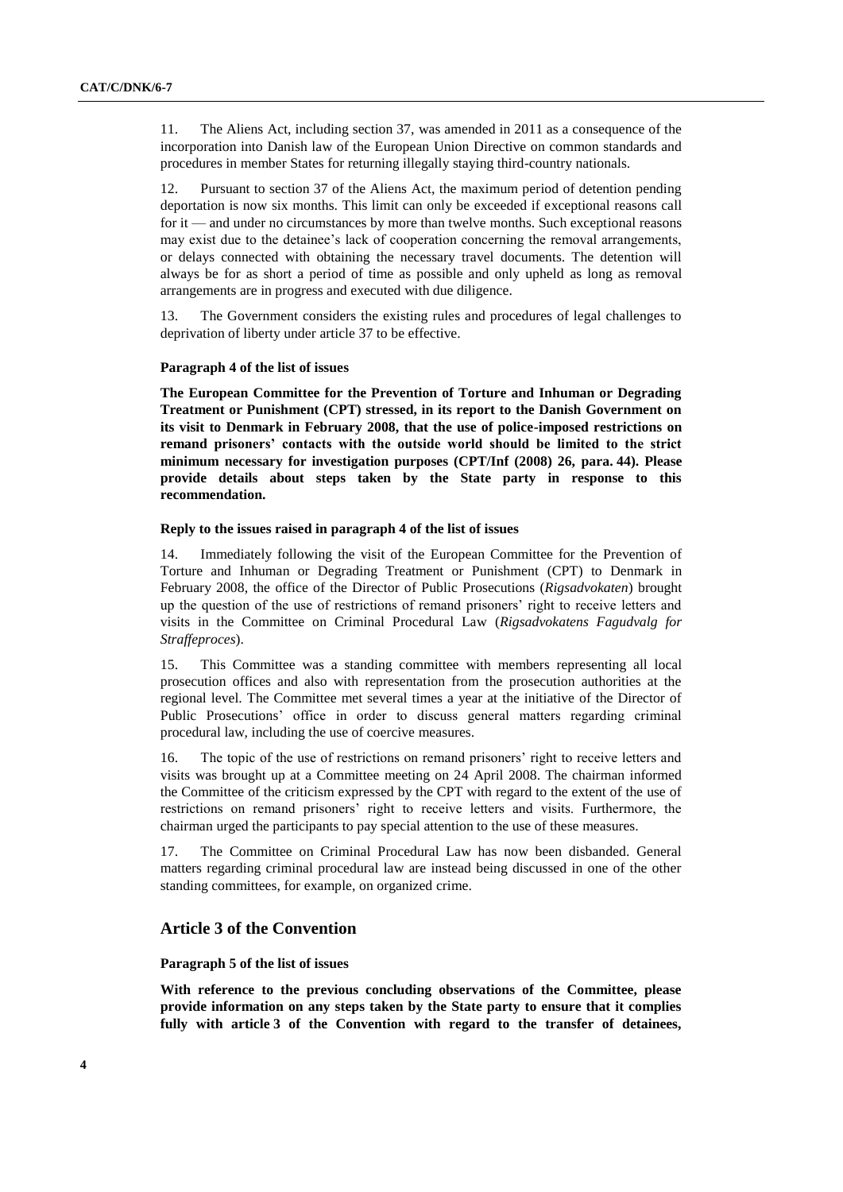11. The Aliens Act, including section 37, was amended in 2011 as a consequence of the incorporation into Danish law of the European Union Directive on common standards and procedures in member States for returning illegally staying third-country nationals.

12. Pursuant to section 37 of the Aliens Act, the maximum period of detention pending deportation is now six months. This limit can only be exceeded if exceptional reasons call for it — and under no circumstances by more than twelve months. Such exceptional reasons may exist due to the detainee's lack of cooperation concerning the removal arrangements, or delays connected with obtaining the necessary travel documents. The detention will always be for as short a period of time as possible and only upheld as long as removal arrangements are in progress and executed with due diligence.

13. The Government considers the existing rules and procedures of legal challenges to deprivation of liberty under article 37 to be effective.

#### Paragraph 4 of the list of issues

**The European Committee for the Prevention of Torture and Inhuman or Degrading Treatment or Punishment (CPT) stressed, in its report to the Danish Government on its visit to Denmark in February 2008, that the use of police-imposed restrictions on remand prisoners' contacts with the outside world should be limited to the strict minimum necessary for investigation purposes (CPT/Inf (2008) 26, para. 44). Please provide details about steps taken by the State party in response to this recommendation.**

#### Reply to the issues raised in paragraph 4 of the list of issues

14. Immediately following the visit of the European Committee for the Prevention of Torture and Inhuman or Degrading Treatment or Punishment (CPT) to Denmark in February 2008, the office of the Director of Public Prosecutions (*Rigsadvokaten*) brought up the question of the use of restrictions of remand prisoners' right to receive letters and visits in the Committee on Criminal Procedural Law (*Rigsadvokatens Fagudvalg for Straffeproces*).

15. This Committee was a standing committee with members representing all local prosecution offices and also with representation from the prosecution authorities at the regional level. The Committee met several times a year at the initiative of the Director of Public Prosecutions' office in order to discuss general matters regarding criminal procedural law, including the use of coercive measures.

16. The topic of the use of restrictions on remand prisoners' right to receive letters and visits was brought up at a Committee meeting on 24 April 2008. The chairman informed the Committee of the criticism expressed by the CPT with regard to the extent of the use of restrictions on remand prisoners' right to receive letters and visits. Furthermore, the chairman urged the participants to pay special attention to the use of these measures.

17. The Committee on Criminal Procedural Law has now been disbanded. General matters regarding criminal procedural law are instead being discussed in one of the other standing committees, for example, on organized crime.

### Article 3 of the Convention

#### Paragraph 5 of the list of issues

**With reference to the previous concluding observations of the Committee, please provide information on any steps taken by the State party to ensure that it complies fully with article 3 of the Convention with regard to the transfer of detainees,**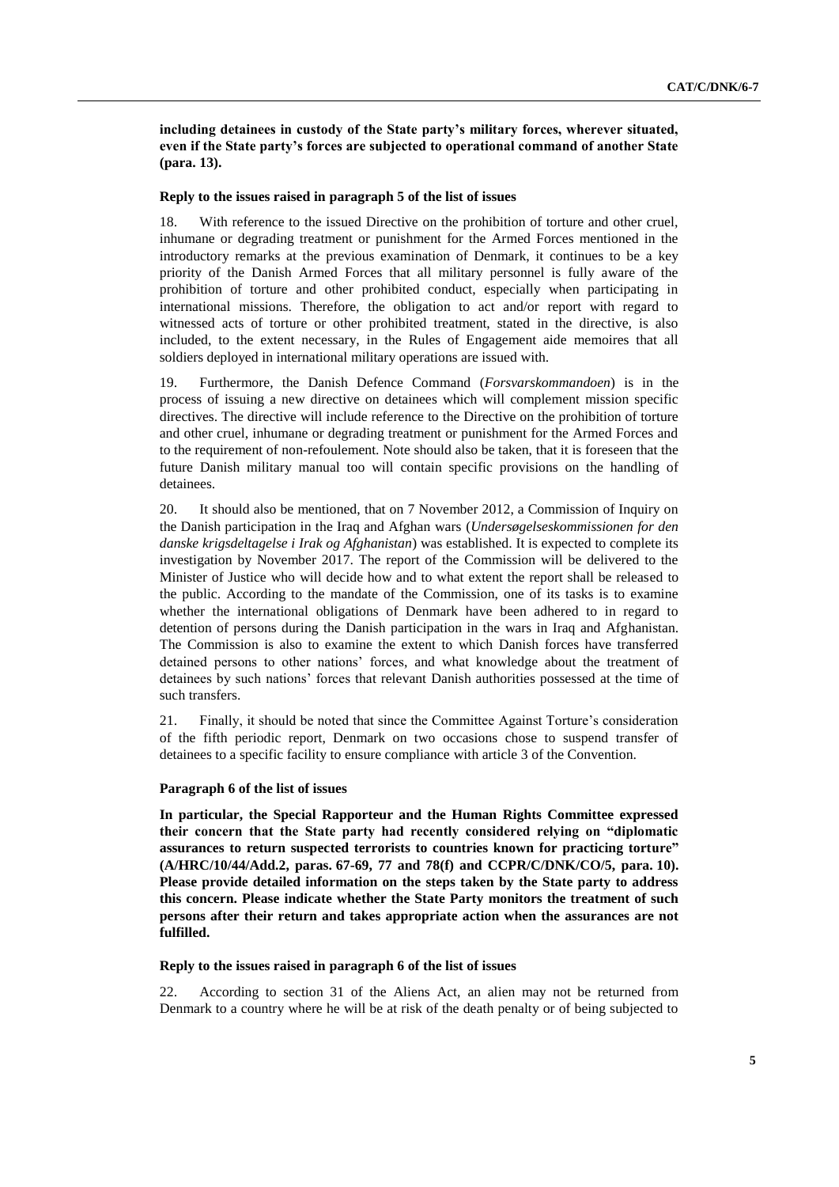**including detainees in custody of the State party's military forces, wherever situated, even if the State party's forces are subjected to operational command of another State (para. 13).**

#### Reply to the issues raised in paragraph 5 of the list of issues

18. With reference to the issued Directive on the prohibition of torture and other cruel, inhumane or degrading treatment or punishment for the Armed Forces mentioned in the introductory remarks at the previous examination of Denmark, it continues to be a key priority of the Danish Armed Forces that all military personnel is fully aware of the prohibition of torture and other prohibited conduct, especially when participating in international missions. Therefore, the obligation to act and/or report with regard to witnessed acts of torture or other prohibited treatment, stated in the directive, is also included, to the extent necessary, in the Rules of Engagement aide memoires that all soldiers deployed in international military operations are issued with.

19. Furthermore, the Danish Defence Command (*Forsvarskommandoen*) is in the process of issuing a new directive on detainees which will complement mission specific directives. The directive will include reference to the Directive on the prohibition of torture and other cruel, inhumane or degrading treatment or punishment for the Armed Forces and to the requirement of non-refoulement. Note should also be taken, that it is foreseen that the future Danish military manual too will contain specific provisions on the handling of detainees.

20. It should also be mentioned, that on 7 November 2012, a Commission of Inquiry on the Danish participation in the Iraq and Afghan wars (*Undersøgelseskommissionen for den danske krigsdeltagelse i Irak og Afghanistan*) was established. It is expected to complete its investigation by November 2017. The report of the Commission will be delivered to the Minister of Justice who will decide how and to what extent the report shall be released to the public. According to the mandate of the Commission, one of its tasks is to examine whether the international obligations of Denmark have been adhered to in regard to detention of persons during the Danish participation in the wars in Iraq and Afghanistan. The Commission is also to examine the extent to which Danish forces have transferred detained persons to other nations' forces, and what knowledge about the treatment of detainees by such nations' forces that relevant Danish authorities possessed at the time of such transfers.

21. Finally, it should be noted that since the Committee Against Torture's consideration of the fifth periodic report, Denmark on two occasions chose to suspend transfer of detainees to a specific facility to ensure compliance with article 3 of the Convention.

#### Paragraph 6 of the list of issues

**In particular, the Special Rapporteur and the Human Rights Committee expressed their concern that the State party had recently considered relying on "diplomatic assurances to return suspected terrorists to countries known for practicing torture" (A/HRC/10/44/Add.2, paras. 67-69, 77 and 78(f) and CCPR/C/DNK/CO/5, para. 10). Please provide detailed information on the steps taken by the State party to address this concern. Please indicate whether the State Party monitors the treatment of such persons after their return and takes appropriate action when the assurances are not fulfilled.**

#### Reply to the issues raised in paragraph 6 of the list of issues

22. According to section 31 of the Aliens Act, an alien may not be returned from Denmark to a country where he will be at risk of the death penalty or of being subjected to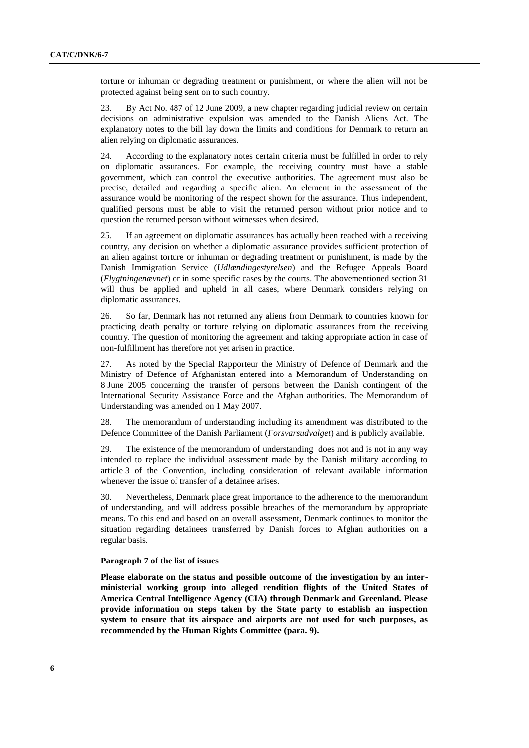torture or inhuman or degrading treatment or punishment, or where the alien will not be protected against being sent on to such country.

23. By Act No. 487 of 12 June 2009, a new chapter regarding judicial review on certain decisions on administrative expulsion was amended to the Danish Aliens Act. The explanatory notes to the bill lay down the limits and conditions for Denmark to return an alien relying on diplomatic assurances.

24. According to the explanatory notes certain criteria must be fulfilled in order to rely on diplomatic assurances. For example, the receiving country must have a stable government, which can control the executive authorities. The agreement must also be precise, detailed and regarding a specific alien. An element in the assessment of the assurance would be monitoring of the respect shown for the assurance. Thus independent, qualified persons must be able to visit the returned person without prior notice and to question the returned person without witnesses when desired.

25. If an agreement on diplomatic assurances has actually been reached with a receiving country, any decision on whether a diplomatic assurance provides sufficient protection of an alien against torture or inhuman or degrading treatment or punishment, is made by the Danish Immigration Service (*Udlændingestyrelsen*) and the Refugee Appeals Board (*Flygtningenævnet*) or in some specific cases by the courts. The abovementioned section 31 will thus be applied and upheld in all cases, where Denmark considers relying on diplomatic assurances.

26. So far, Denmark has not returned any aliens from Denmark to countries known for practicing death penalty or torture relying on diplomatic assurances from the receiving country. The question of monitoring the agreement and taking appropriate action in case of non-fulfillment has therefore not yet arisen in practice.

27. As noted by the Special Rapporteur the Ministry of Defence of Denmark and the Ministry of Defence of Afghanistan entered into a Memorandum of Understanding on 8 June 2005 concerning the transfer of persons between the Danish contingent of the International Security Assistance Force and the Afghan authorities. The Memorandum of Understanding was amended on 1 May 2007.

28. The memorandum of understanding including its amendment was distributed to the Defence Committee of the Danish Parliament (*Forsvarsudvalget*) and is publicly available.

29. The existence of the memorandum of understanding does not and is not in any way intended to replace the individual assessment made by the Danish military according to article 3 of the Convention, including consideration of relevant available information whenever the issue of transfer of a detainee arises.

30. Nevertheless, Denmark place great importance to the adherence to the memorandum of understanding, and will address possible breaches of the memorandum by appropriate means. To this end and based on an overall assessment, Denmark continues to monitor the situation regarding detainees transferred by Danish forces to Afghan authorities on a regular basis.

**Paragraph 7 of the list of issues**

**Please elaborate on the status and possible outcome of the investigation by an inter-ministerial working group into alleged rendition flights of the United States of America Central Intelligence Agency (CIA) through Denmark and Greenland. Please provide information on steps taken by the State party to establish an inspection system to ensure that its airspace and airports are not used for such purposes, as recommended by the Human Rights Committee (para. 9).**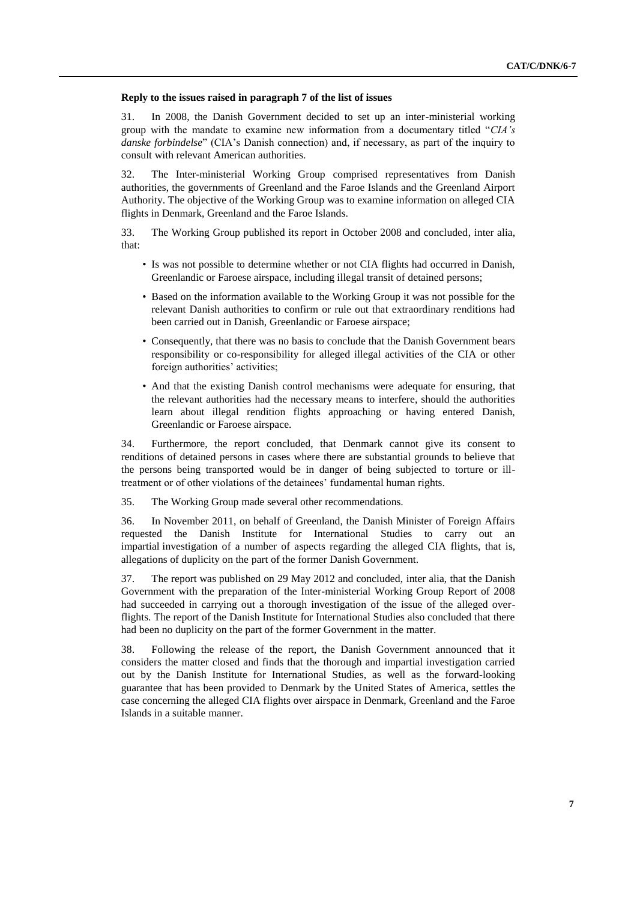**Reply to the issues raised in paragraph 7 of the list of issues**

31. In 2008, the Danish Government decided to set up an inter-ministerial working group with the mandate to examine new information from a documentary titled "*CIA's danske forbindelse*" (CIA's Danish connection) and, if necessary, as part of the inquiry to consult with relevant American authorities.

32. The Inter-ministerial Working Group comprised representatives from Danish authorities, the governments of Greenland and the Faroe Islands and the Greenland Airport Authority. The objective of the Working Group was to examine information on alleged CIA flights in Denmark, Greenland and the Faroe Islands.

33. The Working Group published its report in October 2008 and concluded, inter alia, that:

- Is was not possible to determine whether or not CIA flights had occurred in Danish, Greenlandic or Faroese airspace, including illegal transit of detained persons;
- Based on the information available to the Working Group it was not possible for the relevant Danish authorities to confirm or rule out that extraordinary renditions had been carried out in Danish, Greenlandic or Faroese airspace;
- Consequently, that there was no basis to conclude that the Danish Government bears responsibility or co-responsibility for alleged illegal activities of the CIA or other foreign authorities' activities;
- And that the existing Danish control mechanisms were adequate for ensuring, that the relevant authorities had the necessary means to interfere, should the authorities learn about illegal rendition flights approaching or having entered Danish, Greenlandic or Faroese airspace.

34. Furthermore, the report concluded, that Denmark cannot give its consent to renditions of detained persons in cases where there are substantial grounds to believe that the persons being transported would be in danger of being subjected to torture or ill-treatment or of other violations of the detainees' fundamental human rights.

35. The Working Group made several other recommendations.

36. In November 2011, on behalf of Greenland, the Danish Minister of Foreign Affairs requested the Danish Institute for International Studies to carry out an impartial investigation of a number of aspects regarding the alleged CIA flights, that is, allegations of duplicity on the part of the former Danish Government.

37. The report was published on 29 May 2012 and concluded, inter alia, that the Danish Government with the preparation of the Inter-ministerial Working Group Report of 2008 had succeeded in carrying out a thorough investigation of the issue of the alleged over-flights. The report of the Danish Institute for International Studies also concluded that there had been no duplicity on the part of the former Government in the matter.

38. Following the release of the report, the Danish Government announced that it considers the matter closed and finds that the thorough and impartial investigation carried out by the Danish Institute for International Studies, as well as the forward-looking guarantee that has been provided to Denmark by the United States of America, settles the case concerning the alleged CIA flights over airspace in Denmark, Greenland and the Faroe Islands in a suitable manner.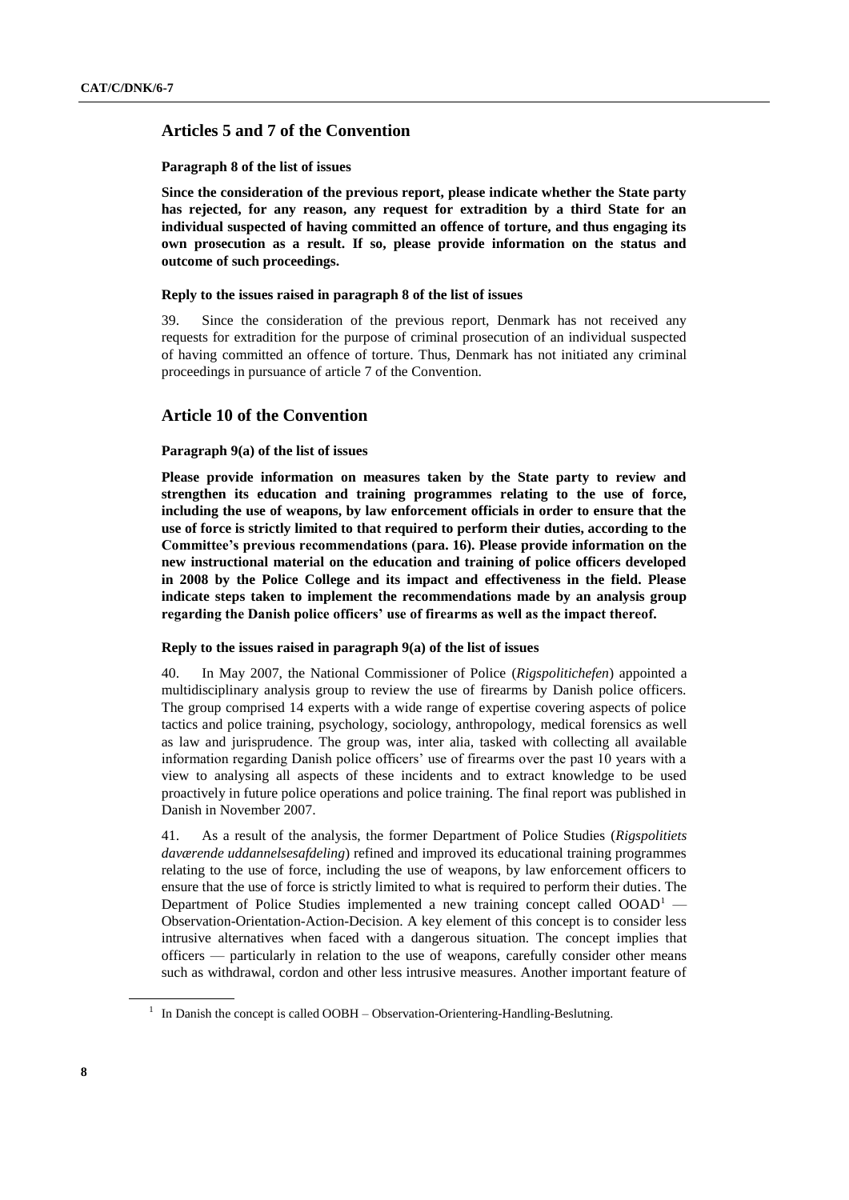## Articles 5 and 7 of the Convention

**Paragraph 8 of the list of issues**

**Since the consideration of the previous report, please indicate whether the State party has rejected, for any reason, any request for extradition by a third State for an individual suspected of having committed an offence of torture, and thus engaging its own prosecution as a result. If so, please provide information on the status and outcome of such proceedings.**

**Reply to the issues raised in paragraph 8 of the list of issues**

39. Since the consideration of the previous report, Denmark has not received any requests for extradition for the purpose of criminal prosecution of an individual suspected of having committed an offence of torture. Thus, Denmark has not initiated any criminal proceedings in pursuance of article 7 of the Convention.

## Article 10 of the Convention

**Paragraph 9(a) of the list of issues**

**Please provide information on measures taken by the State party to review and strengthen its education and training programmes relating to the use of force, including the use of weapons, by law enforcement officials in order to ensure that the use of force is strictly limited to that required to perform their duties, according to the Committee's previous recommendations (para. 16). Please provide information on the new instructional material on the education and training of police officers developed in 2008 by the Police College and its impact and effectiveness in the field. Please indicate steps taken to implement the recommendations made by an analysis group regarding the Danish police officers' use of firearms as well as the impact thereof.**

**Reply to the issues raised in paragraph 9(a) of the list of issues**

40. In May 2007, the National Commissioner of Police (*Rigspolitichefen*) appointed a multidisciplinary analysis group to review the use of firearms by Danish police officers. The group comprised 14 experts with a wide range of expertise covering aspects of police tactics and police training, psychology, sociology, anthropology, medical forensics as well as law and jurisprudence. The group was, inter alia, tasked with collecting all available information regarding Danish police officers' use of firearms over the past 10 years with a view to analysing all aspects of these incidents and to extract knowledge to be used proactively in future police operations and police training. The final report was published in Danish in November 2007.

41. As a result of the analysis, the former Department of Police Studies (*Rigspolitiets daværende uddannelsesafdeling*) refined and improved its educational training programmes relating to the use of force, including the use of weapons, by law enforcement officers to ensure that the use of force is strictly limited to what is required to perform their duties. The Department of Police Studies implemented a new training concept called OOAD[1] — Observation-Orientation-Action-Decision. A key element of this concept is to consider less intrusive alternatives when faced with a dangerous situation. The concept implies that officers — particularly in relation to the use of weapons, carefully consider other means such as withdrawal, cordon and other less intrusive measures. Another important feature of

[1] In Danish the concept is called OOBH – Observation-Orientering-Handling-Beslutning.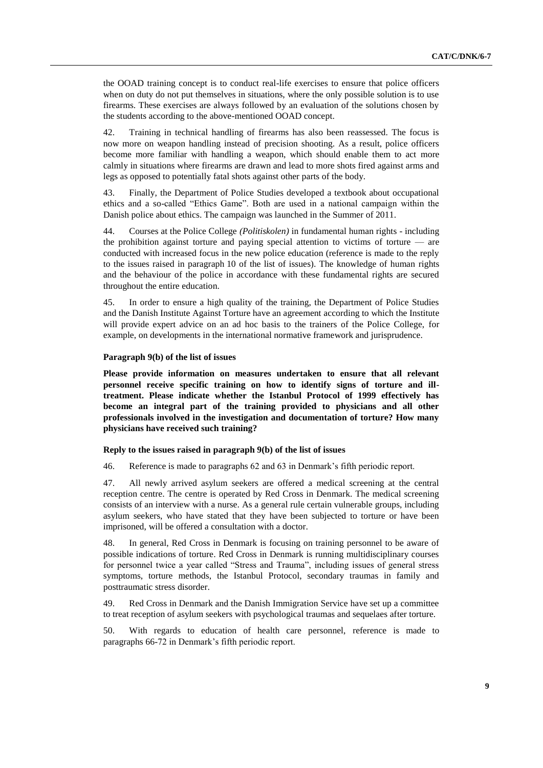the OOAD training concept is to conduct real-life exercises to ensure that police officers when on duty do not put themselves in situations, where the only possible solution is to use firearms. These exercises are always followed by an evaluation of the solutions chosen by the students according to the above-mentioned OOAD concept.

42. Training in technical handling of firearms has also been reassessed. The focus is now more on weapon handling instead of precision shooting. As a result, police officers become more familiar with handling a weapon, which should enable them to act more calmly in situations where firearms are drawn and lead to more shots fired against arms and legs as opposed to potentially fatal shots against other parts of the body.

43. Finally, the Department of Police Studies developed a textbook about occupational ethics and a so-called "Ethics Game". Both are used in a national campaign within the Danish police about ethics. The campaign was launched in the Summer of 2011.

44. Courses at the Police College *(Politiskolen)* in fundamental human rights - including the prohibition against torture and paying special attention to victims of torture — are conducted with increased focus in the new police education (reference is made to the reply to the issues raised in paragraph 10 of the list of issues). The knowledge of human rights and the behaviour of the police in accordance with these fundamental rights are secured throughout the entire education.

45. In order to ensure a high quality of the training, the Department of Police Studies and the Danish Institute Against Torture have an agreement according to which the Institute will provide expert advice on an ad hoc basis to the trainers of the Police College, for example, on developments in the international normative framework and jurisprudence.

#### Paragraph 9(b) of the list of issues

**Please provide information on measures undertaken to ensure that all relevant personnel receive specific training on how to identify signs of torture and ill-treatment. Please indicate whether the Istanbul Protocol of 1999 effectively has become an integral part of the training provided to physicians and all other professionals involved in the investigation and documentation of torture? How many physicians have received such training?**

#### Reply to the issues raised in paragraph 9(b) of the list of issues

46. Reference is made to paragraphs 62 and 63 in Denmark's fifth periodic report.

47. All newly arrived asylum seekers are offered a medical screening at the central reception centre. The centre is operated by Red Cross in Denmark. The medical screening consists of an interview with a nurse. As a general rule certain vulnerable groups, including asylum seekers, who have stated that they have been subjected to torture or have been imprisoned, will be offered a consultation with a doctor.

48. In general, Red Cross in Denmark is focusing on training personnel to be aware of possible indications of torture. Red Cross in Denmark is running multidisciplinary courses for personnel twice a year called "Stress and Trauma", including issues of general stress symptoms, torture methods, the Istanbul Protocol, secondary traumas in family and posttraumatic stress disorder.

49. Red Cross in Denmark and the Danish Immigration Service have set up a committee to treat reception of asylum seekers with psychological traumas and sequelaes after torture.

50. With regards to education of health care personnel, reference is made to paragraphs 66-72 in Denmark's fifth periodic report.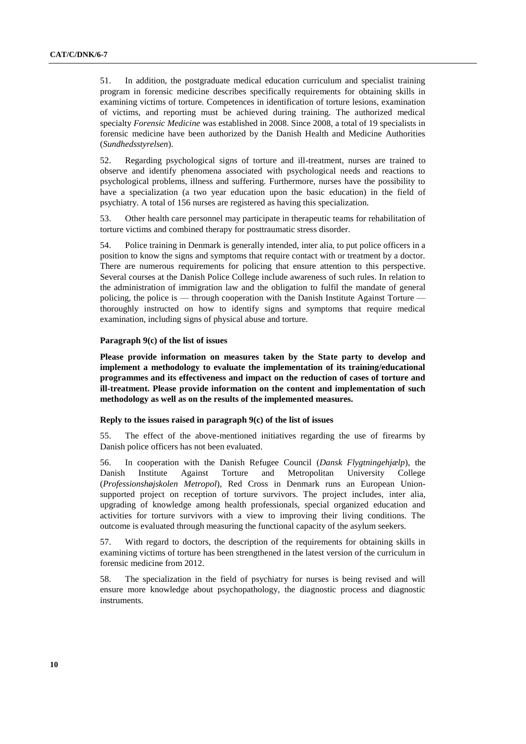51. In addition, the postgraduate medical education curriculum and specialist training program in forensic medicine describes specifically requirements for obtaining skills in examining victims of torture. Competences in identification of torture lesions, examination of victims, and reporting must be achieved during training. The authorized medical specialty *Forensic Medicine* was established in 2008. Since 2008, a total of 19 specialists in forensic medicine have been authorized by the Danish Health and Medicine Authorities (*Sundhedsstyrelsen*).

52. Regarding psychological signs of torture and ill-treatment, nurses are trained to observe and identify phenomena associated with psychological needs and reactions to psychological problems, illness and suffering. Furthermore, nurses have the possibility to have a specialization (a two year education upon the basic education) in the field of psychiatry. A total of 156 nurses are registered as having this specialization.

53. Other health care personnel may participate in therapeutic teams for rehabilitation of torture victims and combined therapy for posttraumatic stress disorder.

54. Police training in Denmark is generally intended, inter alia, to put police officers in a position to know the signs and symptoms that require contact with or treatment by a doctor. There are numerous requirements for policing that ensure attention to this perspective. Several courses at the Danish Police College include awareness of such rules. In relation to the administration of immigration law and the obligation to fulfil the mandate of general policing, the police is — through cooperation with the Danish Institute Against Torture — thoroughly instructed on how to identify signs and symptoms that require medical examination, including signs of physical abuse and torture.

#### Paragraph 9(c) of the list of issues

**Please provide information on measures taken by the State party to develop and implement a methodology to evaluate the implementation of its training/educational programmes and its effectiveness and impact on the reduction of cases of torture and ill-treatment. Please provide information on the content and implementation of such methodology as well as on the results of the implemented measures.**

#### Reply to the issues raised in paragraph 9(c) of the list of issues

55. The effect of the above-mentioned initiatives regarding the use of firearms by Danish police officers has not been evaluated.

56. In cooperation with the Danish Refugee Council (*Dansk Flygtningehjælp*), the Danish Institute Against Torture and Metropolitan University College (*Professionshøjskolen Metropol*), Red Cross in Denmark runs an European Union-supported project on reception of torture survivors. The project includes, inter alia, upgrading of knowledge among health professionals, special organized education and activities for torture survivors with a view to improving their living conditions. The outcome is evaluated through measuring the functional capacity of the asylum seekers.

57. With regard to doctors, the description of the requirements for obtaining skills in examining victims of torture has been strengthened in the latest version of the curriculum in forensic medicine from 2012.

58. The specialization in the field of psychiatry for nurses is being revised and will ensure more knowledge about psychopathology, the diagnostic process and diagnostic instruments.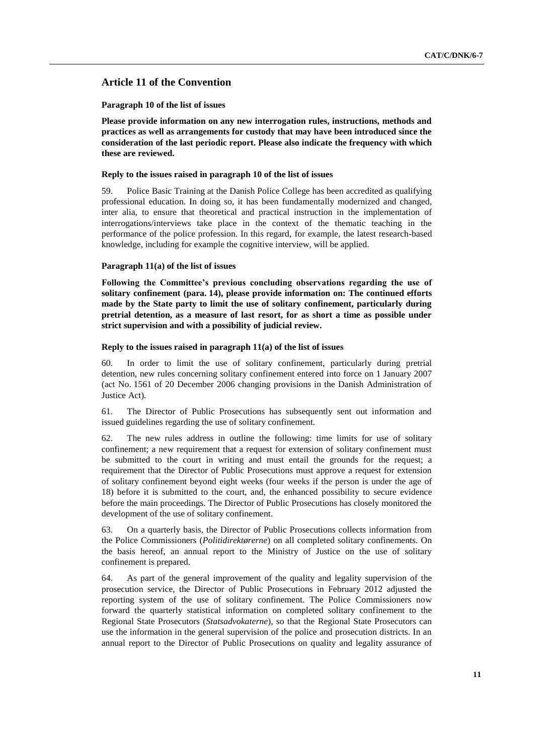## Article 11 of the Convention

**Paragraph 10 of the list of issues**

**Please provide information on any new interrogation rules, instructions, methods and practices as well as arrangements for custody that may have been introduced since the consideration of the last periodic report. Please also indicate the frequency with which these are reviewed.**

**Reply to the issues raised in paragraph 10 of the list of issues**

59. Police Basic Training at the Danish Police College has been accredited as qualifying professional education. In doing so, it has been fundamentally modernized and changed, inter alia, to ensure that theoretical and practical instruction in the implementation of interrogations/interviews take place in the context of the thematic teaching in the performance of the police profession. In this regard, for example, the latest research-based knowledge, including for example the cognitive interview, will be applied.

**Paragraph 11(a) of the list of issues**

**Following the Committee's previous concluding observations regarding the use of solitary confinement (para. 14), please provide information on: The continued efforts made by the State party to limit the use of solitary confinement, particularly during pretrial detention, as a measure of last resort, for as short a time as possible under strict supervision and with a possibility of judicial review.**

**Reply to the issues raised in paragraph 11(a) of the list of issues**

60. In order to limit the use of solitary confinement, particularly during pretrial detention, new rules concerning solitary confinement entered into force on 1 January 2007 (act No. 1561 of 20 December 2006 changing provisions in the Danish Administration of Justice Act).

61. The Director of Public Prosecutions has subsequently sent out information and issued guidelines regarding the use of solitary confinement.

62. The new rules address in outline the following: time limits for use of solitary confinement; a new requirement that a request for extension of solitary confinement must be submitted to the court in writing and must entail the grounds for the request; a requirement that the Director of Public Prosecutions must approve a request for extension of solitary confinement beyond eight weeks (four weeks if the person is under the age of 18) before it is submitted to the court, and, the enhanced possibility to secure evidence before the main proceedings. The Director of Public Prosecutions has closely monitored the development of the use of solitary confinement.

63. On a quarterly basis, the Director of Public Prosecutions collects information from the Police Commissioners (*Politidirektørerne*) on all completed solitary confinements. On the basis hereof, an annual report to the Ministry of Justice on the use of solitary confinement is prepared.

64. As part of the general improvement of the quality and legality supervision of the prosecution service, the Director of Public Prosecutions in February 2012 adjusted the reporting system of the use of solitary confinement. The Police Commissioners now forward the quarterly statistical information on completed solitary confinement to the Regional State Prosecutors (*Statsadvokaterne*), so that the Regional State Prosecutors can use the information in the general supervision of the police and prosecution districts. In an annual report to the Director of Public Prosecutions on quality and legality assurance of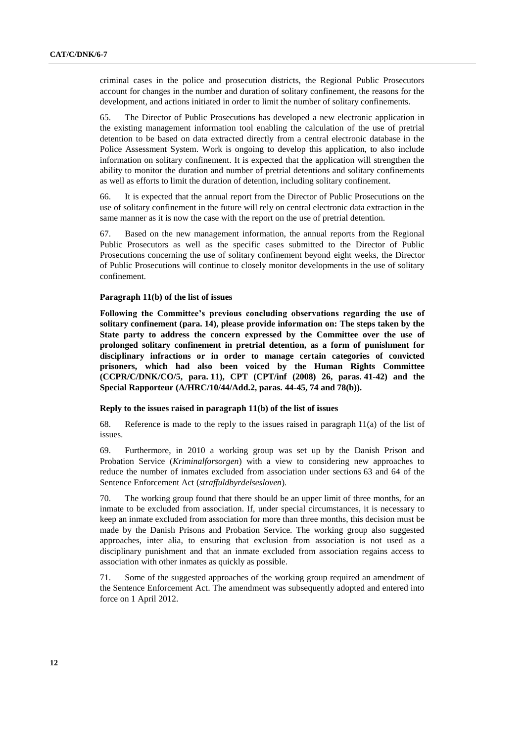criminal cases in the police and prosecution districts, the Regional Public Prosecutors account for changes in the number and duration of solitary confinement, the reasons for the development, and actions initiated in order to limit the number of solitary confinements.

65. The Director of Public Prosecutions has developed a new electronic application in the existing management information tool enabling the calculation of the use of pretrial detention to be based on data extracted directly from a central electronic database in the Police Assessment System. Work is ongoing to develop this application, to also include information on solitary confinement. It is expected that the application will strengthen the ability to monitor the duration and number of pretrial detentions and solitary confinements as well as efforts to limit the duration of detention, including solitary confinement.

66. It is expected that the annual report from the Director of Public Prosecutions on the use of solitary confinement in the future will rely on central electronic data extraction in the same manner as it is now the case with the report on the use of pretrial detention.

67. Based on the new management information, the annual reports from the Regional Public Prosecutors as well as the specific cases submitted to the Director of Public Prosecutions concerning the use of solitary confinement beyond eight weeks, the Director of Public Prosecutions will continue to closely monitor developments in the use of solitary confinement.

#### Paragraph 11(b) of the list of issues

**Following the Committee's previous concluding observations regarding the use of solitary confinement (para. 14), please provide information on: The steps taken by the State party to address the concern expressed by the Committee over the use of prolonged solitary confinement in pretrial detention, as a form of punishment for disciplinary infractions or in order to manage certain categories of convicted prisoners, which had also been voiced by the Human Rights Committee (CCPR/C/DNK/CO/5, para. 11), CPT (CPT/inf (2008) 26, paras. 41-42) and the Special Rapporteur (A/HRC/10/44/Add.2, paras. 44-45, 74 and 78(b)).**

#### Reply to the issues raised in paragraph 11(b) of the list of issues

68. Reference is made to the reply to the issues raised in paragraph 11(a) of the list of issues.

69. Furthermore, in 2010 a working group was set up by the Danish Prison and Probation Service (*Kriminalforsorgen*) with a view to considering new approaches to reduce the number of inmates excluded from association under sections 63 and 64 of the Sentence Enforcement Act (*straffuldbyrdelsesloven*).

70. The working group found that there should be an upper limit of three months, for an inmate to be excluded from association. If, under special circumstances, it is necessary to keep an inmate excluded from association for more than three months, this decision must be made by the Danish Prisons and Probation Service. The working group also suggested approaches, inter alia, to ensuring that exclusion from association is not used as a disciplinary punishment and that an inmate excluded from association regains access to association with other inmates as quickly as possible.

71. Some of the suggested approaches of the working group required an amendment of the Sentence Enforcement Act. The amendment was subsequently adopted and entered into force on 1 April 2012.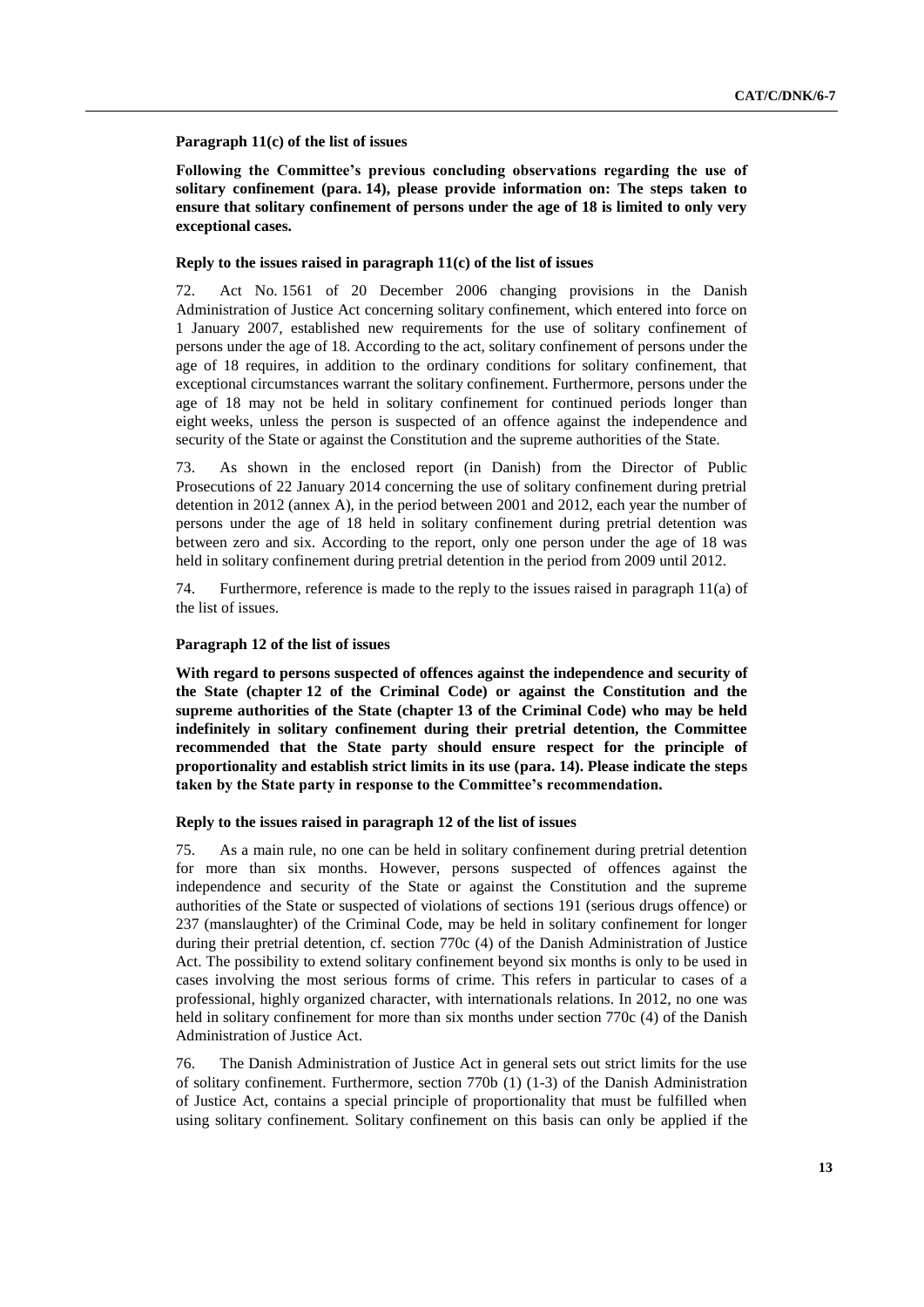**Paragraph 11(c) of the list of issues**

**Following the Committee's previous concluding observations regarding the use of solitary confinement (para. 14), please provide information on: The steps taken to ensure that solitary confinement of persons under the age of 18 is limited to only very exceptional cases.**

**Reply to the issues raised in paragraph 11(c) of the list of issues**

72. Act No. 1561 of 20 December 2006 changing provisions in the Danish Administration of Justice Act concerning solitary confinement, which entered into force on 1 January 2007, established new requirements for the use of solitary confinement of persons under the age of 18. According to the act, solitary confinement of persons under the age of 18 requires, in addition to the ordinary conditions for solitary confinement, that exceptional circumstances warrant the solitary confinement. Furthermore, persons under the age of 18 may not be held in solitary confinement for continued periods longer than eight weeks, unless the person is suspected of an offence against the independence and security of the State or against the Constitution and the supreme authorities of the State.

73. As shown in the enclosed report (in Danish) from the Director of Public Prosecutions of 22 January 2014 concerning the use of solitary confinement during pretrial detention in 2012 (annex A), in the period between 2001 and 2012, each year the number of persons under the age of 18 held in solitary confinement during pretrial detention was between zero and six. According to the report, only one person under the age of 18 was held in solitary confinement during pretrial detention in the period from 2009 until 2012.

74. Furthermore, reference is made to the reply to the issues raised in paragraph 11(a) of the list of issues.

**Paragraph 12 of the list of issues**

**With regard to persons suspected of offences against the independence and security of the State (chapter 12 of the Criminal Code) or against the Constitution and the supreme authorities of the State (chapter 13 of the Criminal Code) who may be held indefinitely in solitary confinement during their pretrial detention, the Committee recommended that the State party should ensure respect for the principle of proportionality and establish strict limits in its use (para. 14). Please indicate the steps taken by the State party in response to the Committee's recommendation.**

**Reply to the issues raised in paragraph 12 of the list of issues**

75. As a main rule, no one can be held in solitary confinement during pretrial detention for more than six months. However, persons suspected of offences against the independence and security of the State or against the Constitution and the supreme authorities of the State or suspected of violations of sections 191 (serious drugs offence) or 237 (manslaughter) of the Criminal Code, may be held in solitary confinement for longer during their pretrial detention, cf. section 770c (4) of the Danish Administration of Justice Act. The possibility to extend solitary confinement beyond six months is only to be used in cases involving the most serious forms of crime. This refers in particular to cases of a professional, highly organized character, with internationals relations. In 2012, no one was held in solitary confinement for more than six months under section 770c (4) of the Danish Administration of Justice Act.

76. The Danish Administration of Justice Act in general sets out strict limits for the use of solitary confinement. Furthermore, section 770b (1) (1-3) of the Danish Administration of Justice Act, contains a special principle of proportionality that must be fulfilled when using solitary confinement. Solitary confinement on this basis can only be applied if the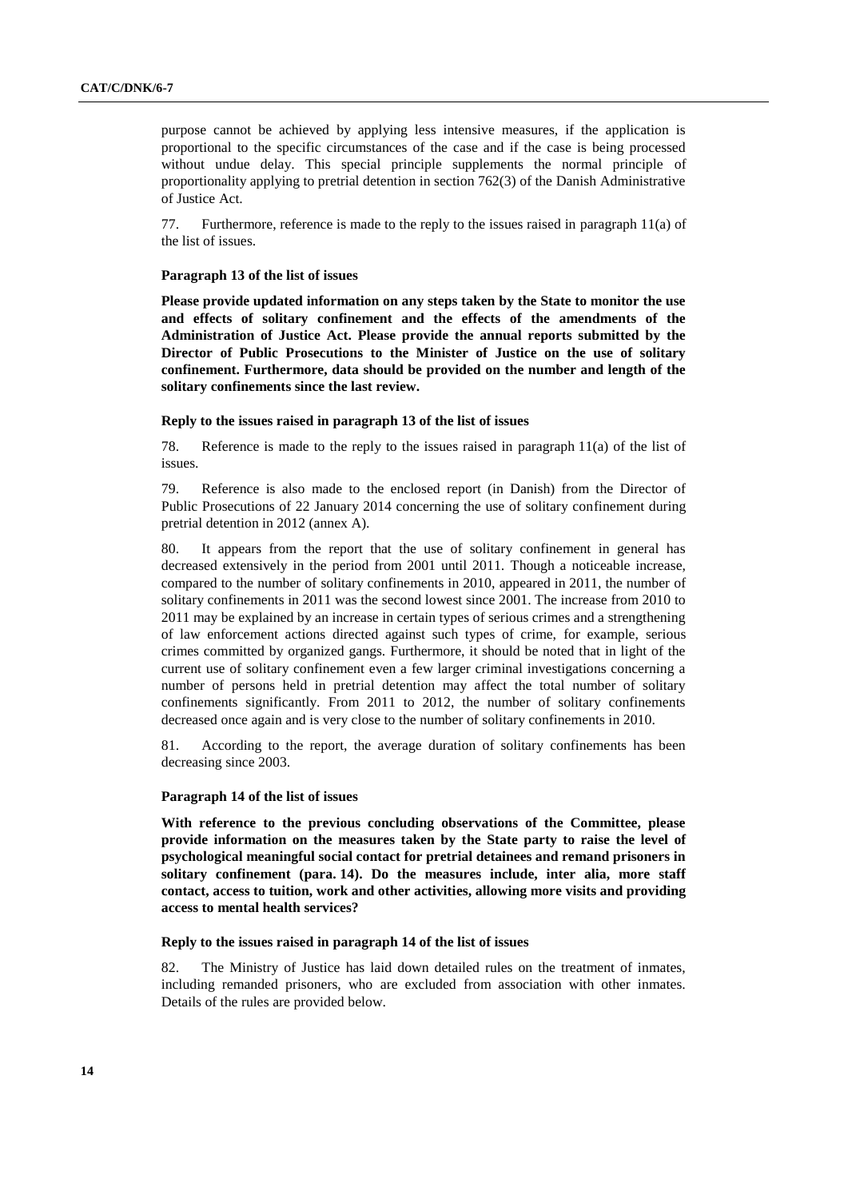purpose cannot be achieved by applying less intensive measures, if the application is proportional to the specific circumstances of the case and if the case is being processed without undue delay. This special principle supplements the normal principle of proportionality applying to pretrial detention in section 762(3) of the Danish Administrative of Justice Act.

77. Furthermore, reference is made to the reply to the issues raised in paragraph 11(a) of the list of issues.

#### Paragraph 13 of the list of issues

**Please provide updated information on any steps taken by the State to monitor the use and effects of solitary confinement and the effects of the amendments of the Administration of Justice Act. Please provide the annual reports submitted by the Director of Public Prosecutions to the Minister of Justice on the use of solitary confinement. Furthermore, data should be provided on the number and length of the solitary confinements since the last review.**

#### Reply to the issues raised in paragraph 13 of the list of issues

78. Reference is made to the reply to the issues raised in paragraph 11(a) of the list of issues.

79. Reference is also made to the enclosed report (in Danish) from the Director of Public Prosecutions of 22 January 2014 concerning the use of solitary confinement during pretrial detention in 2012 (annex A).

80. It appears from the report that the use of solitary confinement in general has decreased extensively in the period from 2001 until 2011. Though a noticeable increase, compared to the number of solitary confinements in 2010, appeared in 2011, the number of solitary confinements in 2011 was the second lowest since 2001. The increase from 2010 to 2011 may be explained by an increase in certain types of serious crimes and a strengthening of law enforcement actions directed against such types of crime, for example, serious crimes committed by organized gangs. Furthermore, it should be noted that in light of the current use of solitary confinement even a few larger criminal investigations concerning a number of persons held in pretrial detention may affect the total number of solitary confinements significantly. From 2011 to 2012, the number of solitary confinements decreased once again and is very close to the number of solitary confinements in 2010.

81. According to the report, the average duration of solitary confinements has been decreasing since 2003.

#### Paragraph 14 of the list of issues

**With reference to the previous concluding observations of the Committee, please provide information on the measures taken by the State party to raise the level of psychological meaningful social contact for pretrial detainees and remand prisoners in solitary confinement (para. 14). Do the measures include, inter alia, more staff contact, access to tuition, work and other activities, allowing more visits and providing access to mental health services?**

#### Reply to the issues raised in paragraph 14 of the list of issues

82. The Ministry of Justice has laid down detailed rules on the treatment of inmates, including remanded prisoners, who are excluded from association with other inmates. Details of the rules are provided below.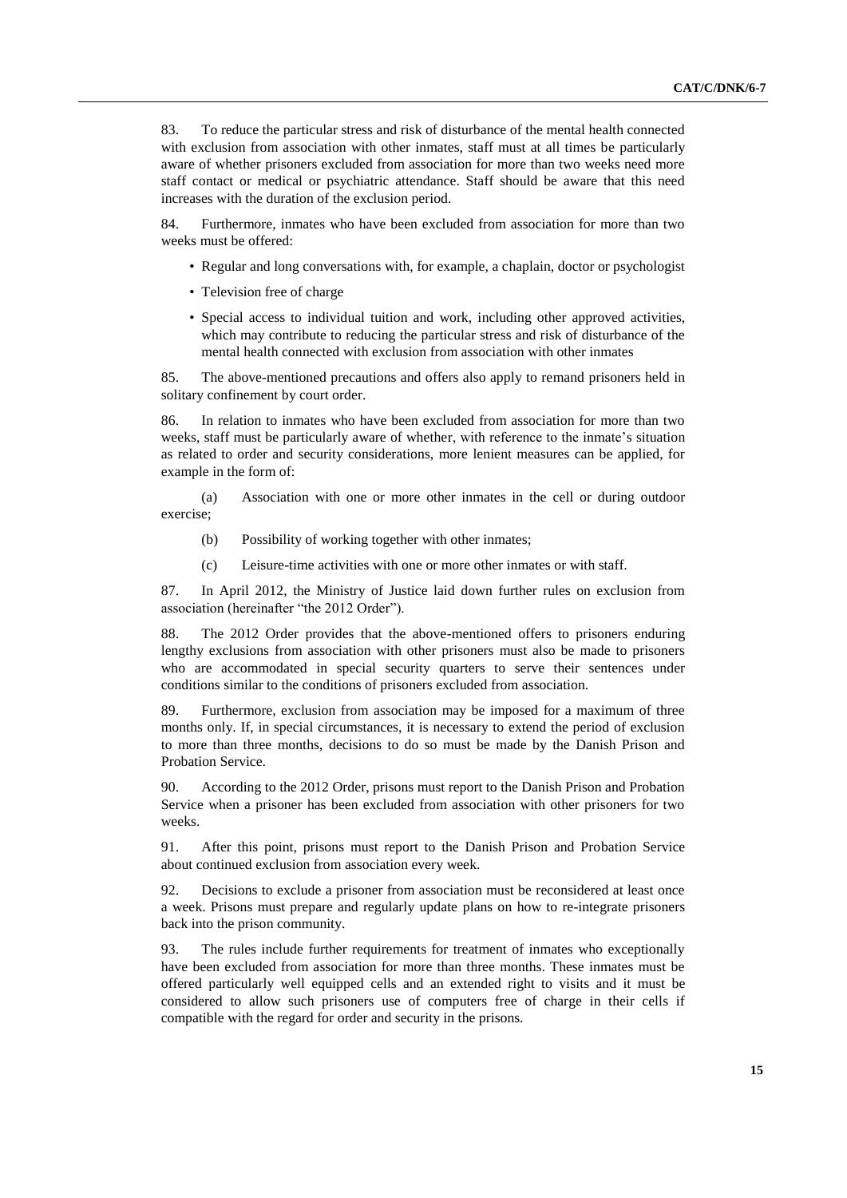83. To reduce the particular stress and risk of disturbance of the mental health connected with exclusion from association with other inmates, staff must at all times be particularly aware of whether prisoners excluded from association for more than two weeks need more staff contact or medical or psychiatric attendance. Staff should be aware that this need increases with the duration of the exclusion period.

84. Furthermore, inmates who have been excluded from association for more than two weeks must be offered:

- Regular and long conversations with, for example, a chaplain, doctor or psychologist
- Television free of charge
- Special access to individual tuition and work, including other approved activities, which may contribute to reducing the particular stress and risk of disturbance of the mental health connected with exclusion from association with other inmates

85. The above-mentioned precautions and offers also apply to remand prisoners held in solitary confinement by court order.

86. In relation to inmates who have been excluded from association for more than two weeks, staff must be particularly aware of whether, with reference to the inmate's situation as related to order and security considerations, more lenient measures can be applied, for example in the form of:

(a) Association with one or more other inmates in the cell or during outdoor exercise;

(b) Possibility of working together with other inmates;

(c) Leisure-time activities with one or more other inmates or with staff.

87. In April 2012, the Ministry of Justice laid down further rules on exclusion from association (hereinafter "the 2012 Order").

88. The 2012 Order provides that the above-mentioned offers to prisoners enduring lengthy exclusions from association with other prisoners must also be made to prisoners who are accommodated in special security quarters to serve their sentences under conditions similar to the conditions of prisoners excluded from association.

89. Furthermore, exclusion from association may be imposed for a maximum of three months only. If, in special circumstances, it is necessary to extend the period of exclusion to more than three months, decisions to do so must be made by the Danish Prison and Probation Service.

90. According to the 2012 Order, prisons must report to the Danish Prison and Probation Service when a prisoner has been excluded from association with other prisoners for two weeks.

91. After this point, prisons must report to the Danish Prison and Probation Service about continued exclusion from association every week.

92. Decisions to exclude a prisoner from association must be reconsidered at least once a week. Prisons must prepare and regularly update plans on how to re-integrate prisoners back into the prison community.

93. The rules include further requirements for treatment of inmates who exceptionally have been excluded from association for more than three months. These inmates must be offered particularly well equipped cells and an extended right to visits and it must be considered to allow such prisoners use of computers free of charge in their cells if compatible with the regard for order and security in the prisons.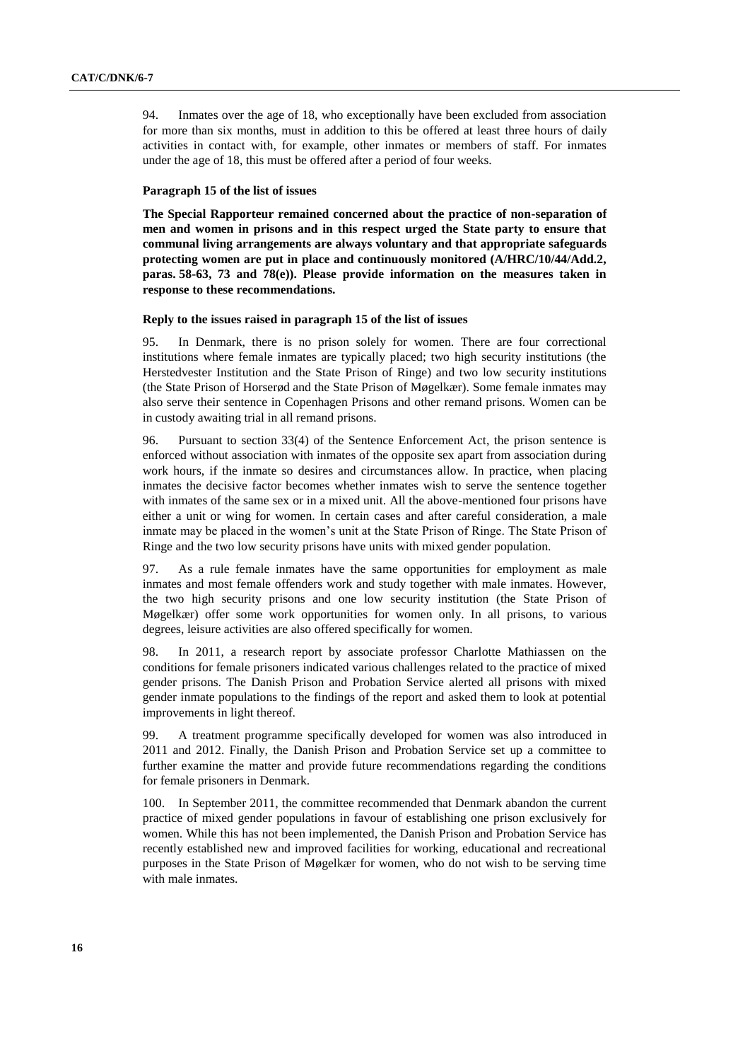94. Inmates over the age of 18, who exceptionally have been excluded from association for more than six months, must in addition to this be offered at least three hours of daily activities in contact with, for example, other inmates or members of staff. For inmates under the age of 18, this must be offered after a period of four weeks.

#### Paragraph 15 of the list of issues

**The Special Rapporteur remained concerned about the practice of non-separation of men and women in prisons and in this respect urged the State party to ensure that communal living arrangements are always voluntary and that appropriate safeguards protecting women are put in place and continuously monitored (A/HRC/10/44/Add.2, paras. 58-63, 73 and 78(e)). Please provide information on the measures taken in response to these recommendations.**

#### Reply to the issues raised in paragraph 15 of the list of issues

95. In Denmark, there is no prison solely for women. There are four correctional institutions where female inmates are typically placed; two high security institutions (the Herstedvester Institution and the State Prison of Ringe) and two low security institutions (the State Prison of Horserød and the State Prison of Møgelkær). Some female inmates may also serve their sentence in Copenhagen Prisons and other remand prisons. Women can be in custody awaiting trial in all remand prisons.

96. Pursuant to section 33(4) of the Sentence Enforcement Act, the prison sentence is enforced without association with inmates of the opposite sex apart from association during work hours, if the inmate so desires and circumstances allow. In practice, when placing inmates the decisive factor becomes whether inmates wish to serve the sentence together with inmates of the same sex or in a mixed unit. All the above-mentioned four prisons have either a unit or wing for women. In certain cases and after careful consideration, a male inmate may be placed in the women's unit at the State Prison of Ringe. The State Prison of Ringe and the two low security prisons have units with mixed gender population.

97. As a rule female inmates have the same opportunities for employment as male inmates and most female offenders work and study together with male inmates. However, the two high security prisons and one low security institution (the State Prison of Møgelkær) offer some work opportunities for women only. In all prisons, to various degrees, leisure activities are also offered specifically for women.

98. In 2011, a research report by associate professor Charlotte Mathiassen on the conditions for female prisoners indicated various challenges related to the practice of mixed gender prisons. The Danish Prison and Probation Service alerted all prisons with mixed gender inmate populations to the findings of the report and asked them to look at potential improvements in light thereof.

99. A treatment programme specifically developed for women was also introduced in 2011 and 2012. Finally, the Danish Prison and Probation Service set up a committee to further examine the matter and provide future recommendations regarding the conditions for female prisoners in Denmark.

100. In September 2011, the committee recommended that Denmark abandon the current practice of mixed gender populations in favour of establishing one prison exclusively for women. While this has not been implemented, the Danish Prison and Probation Service has recently established new and improved facilities for working, educational and recreational purposes in the State Prison of Møgelkær for women, who do not wish to be serving time with male inmates.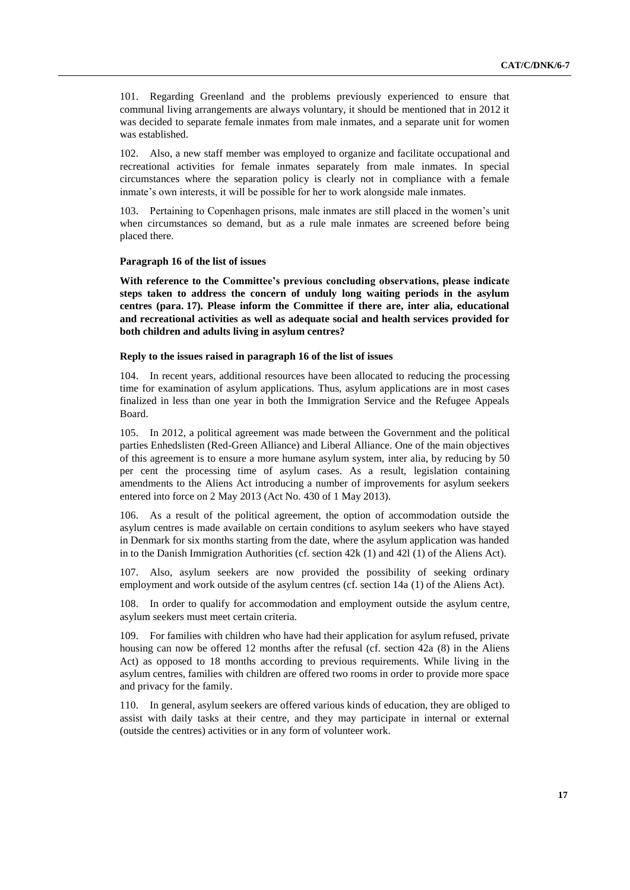101. Regarding Greenland and the problems previously experienced to ensure that communal living arrangements are always voluntary, it should be mentioned that in 2012 it was decided to separate female inmates from male inmates, and a separate unit for women was established.

102. Also, a new staff member was employed to organize and facilitate occupational and recreational activities for female inmates separately from male inmates. In special circumstances where the separation policy is clearly not in compliance with a female inmate's own interests, it will be possible for her to work alongside male inmates.

103. Pertaining to Copenhagen prisons, male inmates are still placed in the women's unit when circumstances so demand, but as a rule male inmates are screened before being placed there.

**Paragraph 16 of the list of issues**

**With reference to the Committee's previous concluding observations, please indicate steps taken to address the concern of unduly long waiting periods in the asylum centres (para. 17). Please inform the Committee if there are, inter alia, educational and recreational activities as well as adequate social and health services provided for both children and adults living in asylum centres?**

**Reply to the issues raised in paragraph 16 of the list of issues**

104. In recent years, additional resources have been allocated to reducing the processing time for examination of asylum applications. Thus, asylum applications are in most cases finalized in less than one year in both the Immigration Service and the Refugee Appeals Board.

105. In 2012, a political agreement was made between the Government and the political parties Enhedslisten (Red-Green Alliance) and Liberal Alliance. One of the main objectives of this agreement is to ensure a more humane asylum system, inter alia, by reducing by 50 per cent the processing time of asylum cases. As a result, legislation containing amendments to the Aliens Act introducing a number of improvements for asylum seekers entered into force on 2 May 2013 (Act No. 430 of 1 May 2013).

106. As a result of the political agreement, the option of accommodation outside the asylum centres is made available on certain conditions to asylum seekers who have stayed in Denmark for six months starting from the date, where the asylum application was handed in to the Danish Immigration Authorities (cf. section 42k (1) and 42l (1) of the Aliens Act).

107. Also, asylum seekers are now provided the possibility of seeking ordinary employment and work outside of the asylum centres (cf. section 14a (1) of the Aliens Act).

108. In order to qualify for accommodation and employment outside the asylum centre, asylum seekers must meet certain criteria.

109. For families with children who have had their application for asylum refused, private housing can now be offered 12 months after the refusal (cf. section 42a (8) in the Aliens Act) as opposed to 18 months according to previous requirements. While living in the asylum centres, families with children are offered two rooms in order to provide more space and privacy for the family.

110. In general, asylum seekers are offered various kinds of education, they are obliged to assist with daily tasks at their centre, and they may participate in internal or external (outside the centres) activities or in any form of volunteer work.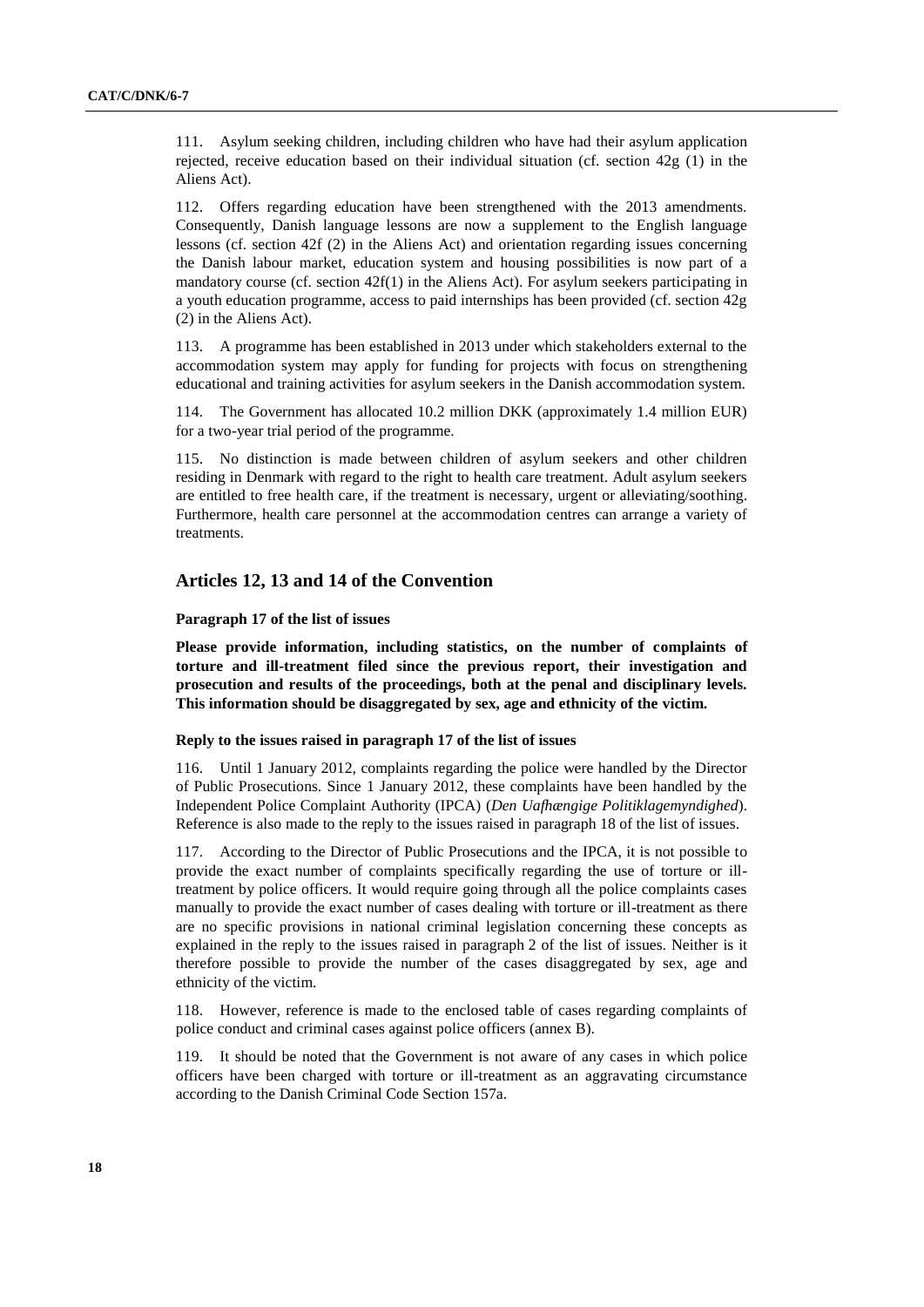111. Asylum seeking children, including children who have had their asylum application rejected, receive education based on their individual situation (cf. section 42g (1) in the Aliens Act).

112. Offers regarding education have been strengthened with the 2013 amendments. Consequently, Danish language lessons are now a supplement to the English language lessons (cf. section 42f (2) in the Aliens Act) and orientation regarding issues concerning the Danish labour market, education system and housing possibilities is now part of a mandatory course (cf. section 42f(1) in the Aliens Act). For asylum seekers participating in a youth education programme, access to paid internships has been provided (cf. section 42g (2) in the Aliens Act).

113. A programme has been established in 2013 under which stakeholders external to the accommodation system may apply for funding for projects with focus on strengthening educational and training activities for asylum seekers in the Danish accommodation system.

114. The Government has allocated 10.2 million DKK (approximately 1.4 million EUR) for a two-year trial period of the programme.

115. No distinction is made between children of asylum seekers and other children residing in Denmark with regard to the right to health care treatment. Adult asylum seekers are entitled to free health care, if the treatment is necessary, urgent or alleviating/soothing. Furthermore, health care personnel at the accommodation centres can arrange a variety of treatments.

## Articles 12, 13 and 14 of the Convention

#### Paragraph 17 of the list of issues

**Please provide information, including statistics, on the number of complaints of torture and ill-treatment filed since the previous report, their investigation and prosecution and results of the proceedings, both at the penal and disciplinary levels. This information should be disaggregated by sex, age and ethnicity of the victim.**

#### Reply to the issues raised in paragraph 17 of the list of issues

116. Until 1 January 2012, complaints regarding the police were handled by the Director of Public Prosecutions. Since 1 January 2012, these complaints have been handled by the Independent Police Complaint Authority (IPCA) (*Den Uafhængige Politiklagemyndighed*). Reference is also made to the reply to the issues raised in paragraph 18 of the list of issues.

117. According to the Director of Public Prosecutions and the IPCA, it is not possible to provide the exact number of complaints specifically regarding the use of torture or ill-treatment by police officers. It would require going through all the police complaints cases manually to provide the exact number of cases dealing with torture or ill-treatment as there are no specific provisions in national criminal legislation concerning these concepts as explained in the reply to the issues raised in paragraph 2 of the list of issues. Neither is it therefore possible to provide the number of the cases disaggregated by sex, age and ethnicity of the victim.

118. However, reference is made to the enclosed table of cases regarding complaints of police conduct and criminal cases against police officers (annex B).

119. It should be noted that the Government is not aware of any cases in which police officers have been charged with torture or ill-treatment as an aggravating circumstance according to the Danish Criminal Code Section 157a.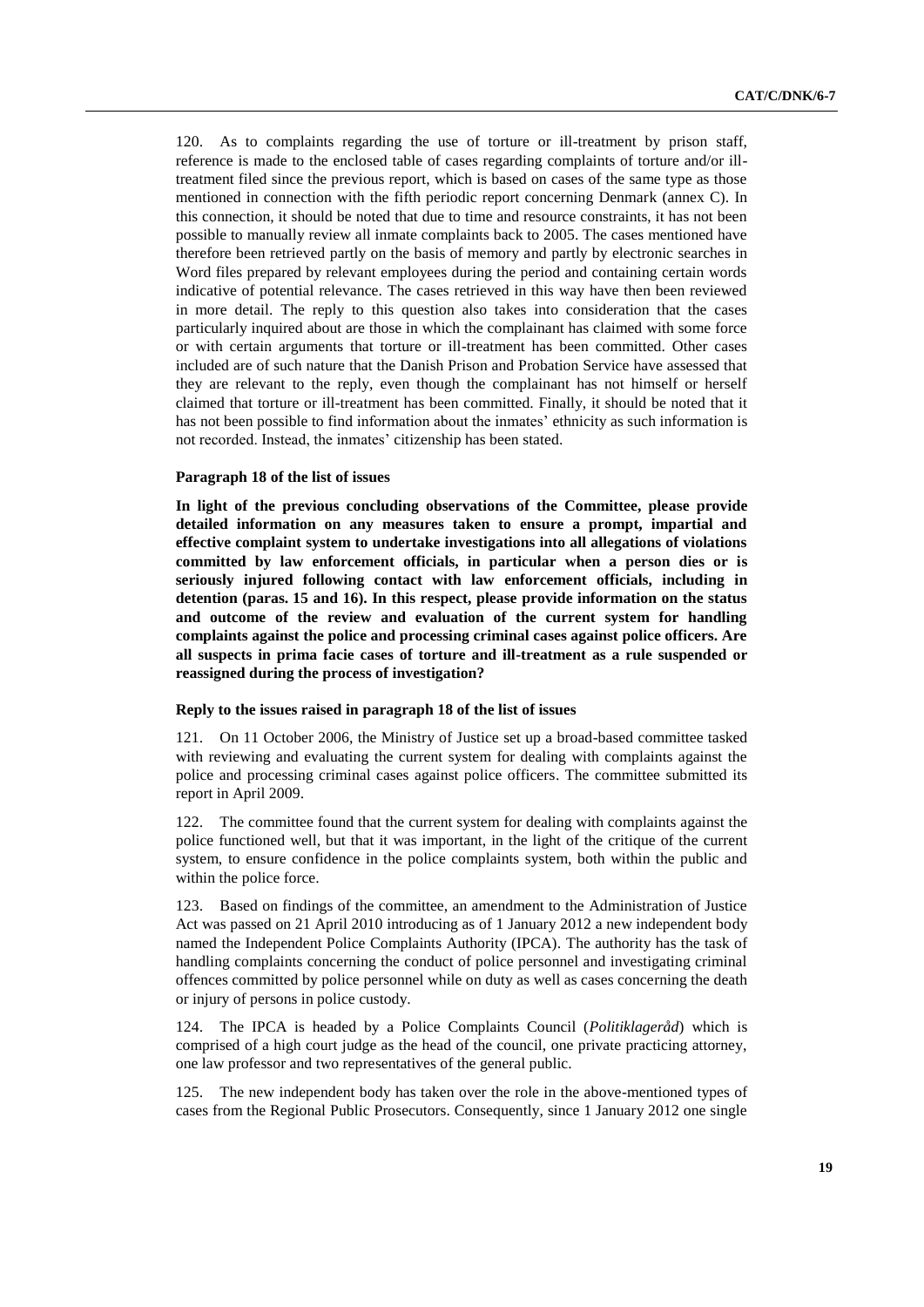120. As to complaints regarding the use of torture or ill-treatment by prison staff, reference is made to the enclosed table of cases regarding complaints of torture and/or ill-treatment filed since the previous report, which is based on cases of the same type as those mentioned in connection with the fifth periodic report concerning Denmark (annex C). In this connection, it should be noted that due to time and resource constraints, it has not been possible to manually review all inmate complaints back to 2005. The cases mentioned have therefore been retrieved partly on the basis of memory and partly by electronic searches in Word files prepared by relevant employees during the period and containing certain words indicative of potential relevance. The cases retrieved in this way have then been reviewed in more detail. The reply to this question also takes into consideration that the cases particularly inquired about are those in which the complainant has claimed with some force or with certain arguments that torture or ill-treatment has been committed. Other cases included are of such nature that the Danish Prison and Probation Service have assessed that they are relevant to the reply, even though the complainant has not himself or herself claimed that torture or ill-treatment has been committed. Finally, it should be noted that it has not been possible to find information about the inmates' ethnicity as such information is not recorded. Instead, the inmates' citizenship has been stated.

#### Paragraph 18 of the list of issues

**In light of the previous concluding observations of the Committee, please provide detailed information on any measures taken to ensure a prompt, impartial and effective complaint system to undertake investigations into all allegations of violations committed by law enforcement officials, in particular when a person dies or is seriously injured following contact with law enforcement officials, including in detention (paras. 15 and 16). In this respect, please provide information on the status and outcome of the review and evaluation of the current system for handling complaints against the police and processing criminal cases against police officers. Are all suspects in prima facie cases of torture and ill-treatment as a rule suspended or reassigned during the process of investigation?**

#### Reply to the issues raised in paragraph 18 of the list of issues

121. On 11 October 2006, the Ministry of Justice set up a broad-based committee tasked with reviewing and evaluating the current system for dealing with complaints against the police and processing criminal cases against police officers. The committee submitted its report in April 2009.

122. The committee found that the current system for dealing with complaints against the police functioned well, but that it was important, in the light of the critique of the current system, to ensure confidence in the police complaints system, both within the public and within the police force.

123. Based on findings of the committee, an amendment to the Administration of Justice Act was passed on 21 April 2010 introducing as of 1 January 2012 a new independent body named the Independent Police Complaints Authority (IPCA). The authority has the task of handling complaints concerning the conduct of police personnel and investigating criminal offences committed by police personnel while on duty as well as cases concerning the death or injury of persons in police custody.

124. The IPCA is headed by a Police Complaints Council (*Politiklageråd*) which is comprised of a high court judge as the head of the council, one private practicing attorney, one law professor and two representatives of the general public.

125. The new independent body has taken over the role in the above-mentioned types of cases from the Regional Public Prosecutors. Consequently, since 1 January 2012 one single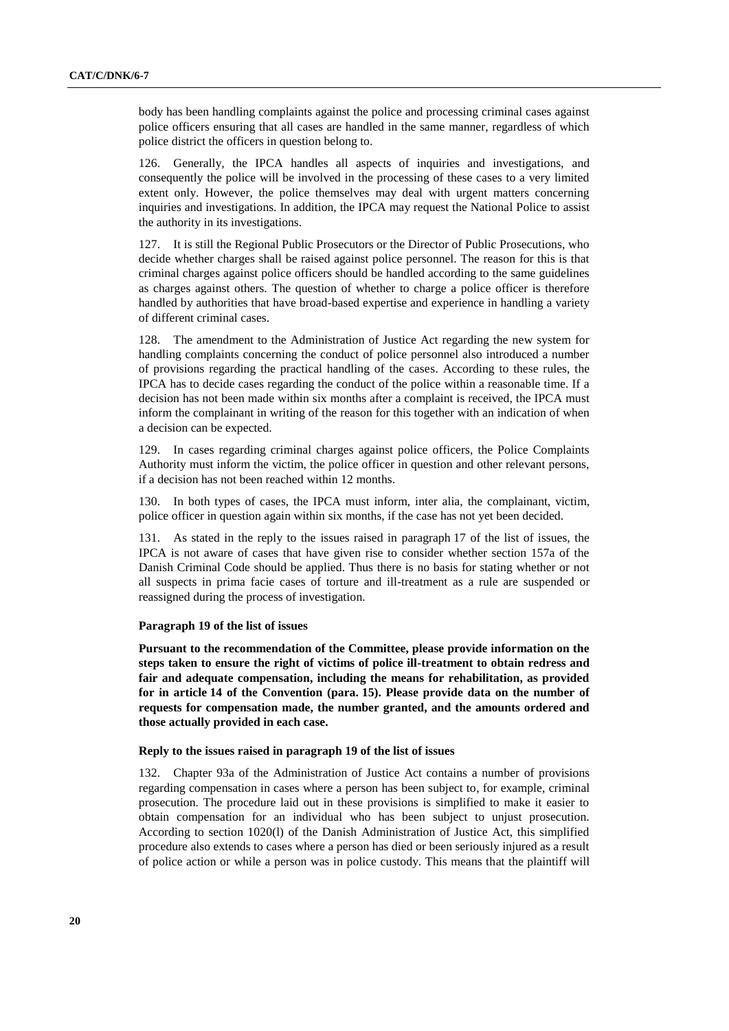body has been handling complaints against the police and processing criminal cases against police officers ensuring that all cases are handled in the same manner, regardless of which police district the officers in question belong to.

126. Generally, the IPCA handles all aspects of inquiries and investigations, and consequently the police will be involved in the processing of these cases to a very limited extent only. However, the police themselves may deal with urgent matters concerning inquiries and investigations. In addition, the IPCA may request the National Police to assist the authority in its investigations.

127. It is still the Regional Public Prosecutors or the Director of Public Prosecutions, who decide whether charges shall be raised against police personnel. The reason for this is that criminal charges against police officers should be handled according to the same guidelines as charges against others. The question of whether to charge a police officer is therefore handled by authorities that have broad-based expertise and experience in handling a variety of different criminal cases.

128. The amendment to the Administration of Justice Act regarding the new system for handling complaints concerning the conduct of police personnel also introduced a number of provisions regarding the practical handling of the cases. According to these rules, the IPCA has to decide cases regarding the conduct of the police within a reasonable time. If a decision has not been made within six months after a complaint is received, the IPCA must inform the complainant in writing of the reason for this together with an indication of when a decision can be expected.

129. In cases regarding criminal charges against police officers, the Police Complaints Authority must inform the victim, the police officer in question and other relevant persons, if a decision has not been reached within 12 months.

130. In both types of cases, the IPCA must inform, inter alia, the complainant, victim, police officer in question again within six months, if the case has not yet been decided.

131. As stated in the reply to the issues raised in paragraph 17 of the list of issues, the IPCA is not aware of cases that have given rise to consider whether section 157a of the Danish Criminal Code should be applied. Thus there is no basis for stating whether or not all suspects in prima facie cases of torture and ill-treatment as a rule are suspended or reassigned during the process of investigation.

#### Paragraph 19 of the list of issues

**Pursuant to the recommendation of the Committee, please provide information on the steps taken to ensure the right of victims of police ill-treatment to obtain redress and fair and adequate compensation, including the means for rehabilitation, as provided for in article 14 of the Convention (para. 15). Please provide data on the number of requests for compensation made, the number granted, and the amounts ordered and those actually provided in each case.**

#### Reply to the issues raised in paragraph 19 of the list of issues

132. Chapter 93a of the Administration of Justice Act contains a number of provisions regarding compensation in cases where a person has been subject to, for example, criminal prosecution. The procedure laid out in these provisions is simplified to make it easier to obtain compensation for an individual who has been subject to unjust prosecution. According to section 1020(l) of the Danish Administration of Justice Act, this simplified procedure also extends to cases where a person has died or been seriously injured as a result of police action or while a person was in police custody. This means that the plaintiff will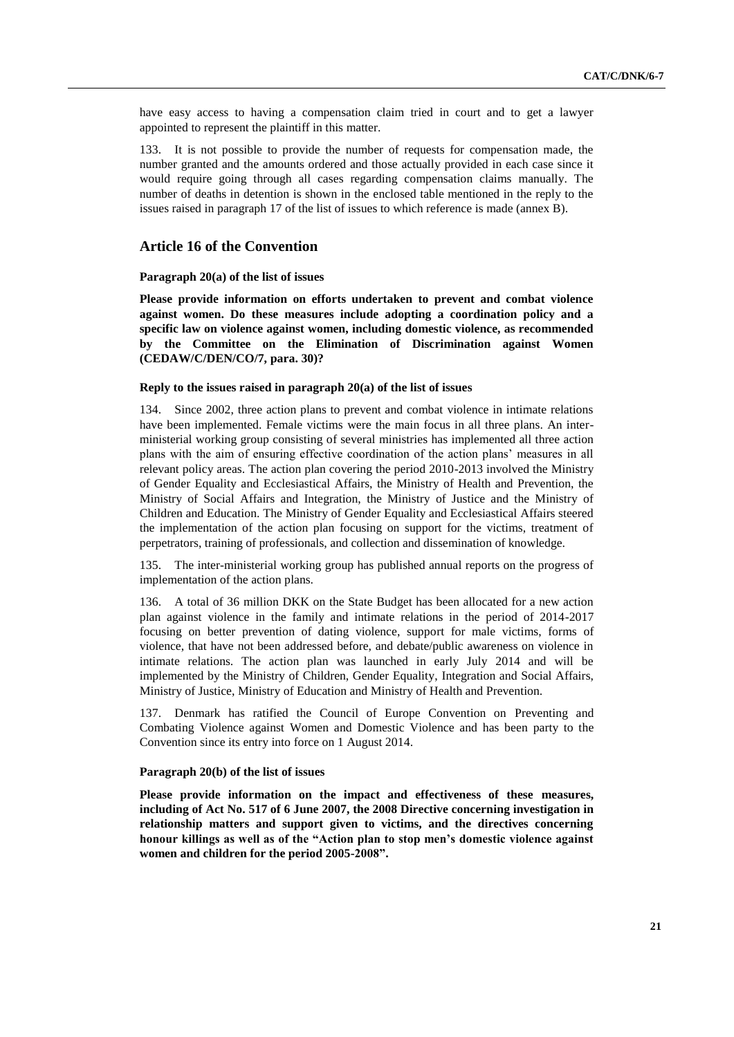have easy access to having a compensation claim tried in court and to get a lawyer appointed to represent the plaintiff in this matter.

133. It is not possible to provide the number of requests for compensation made, the number granted and the amounts ordered and those actually provided in each case since it would require going through all cases regarding compensation claims manually. The number of deaths in detention is shown in the enclosed table mentioned in the reply to the issues raised in paragraph 17 of the list of issues to which reference is made (annex B).

## Article 16 of the Convention

### Paragraph 20(a) of the list of issues

**Please provide information on efforts undertaken to prevent and combat violence against women. Do these measures include adopting a coordination policy and a specific law on violence against women, including domestic violence, as recommended by the Committee on the Elimination of Discrimination against Women (CEDAW/C/DEN/CO/7, para. 30)?**

### Reply to the issues raised in paragraph 20(a) of the list of issues

134. Since 2002, three action plans to prevent and combat violence in intimate relations have been implemented. Female victims were the main focus in all three plans. An inter-ministerial working group consisting of several ministries has implemented all three action plans with the aim of ensuring effective coordination of the action plans' measures in all relevant policy areas. The action plan covering the period 2010-2013 involved the Ministry of Gender Equality and Ecclesiastical Affairs, the Ministry of Health and Prevention, the Ministry of Social Affairs and Integration, the Ministry of Justice and the Ministry of Children and Education. The Ministry of Gender Equality and Ecclesiastical Affairs steered the implementation of the action plan focusing on support for the victims, treatment of perpetrators, training of professionals, and collection and dissemination of knowledge.

135. The inter-ministerial working group has published annual reports on the progress of implementation of the action plans.

136. A total of 36 million DKK on the State Budget has been allocated for a new action plan against violence in the family and intimate relations in the period of 2014-2017 focusing on better prevention of dating violence, support for male victims, forms of violence, that have not been addressed before, and debate/public awareness on violence in intimate relations. The action plan was launched in early July 2014 and will be implemented by the Ministry of Children, Gender Equality, Integration and Social Affairs, Ministry of Justice, Ministry of Education and Ministry of Health and Prevention.

137. Denmark has ratified the Council of Europe Convention on Preventing and Combating Violence against Women and Domestic Violence and has been party to the Convention since its entry into force on 1 August 2014.

### Paragraph 20(b) of the list of issues

**Please provide information on the impact and effectiveness of these measures, including of Act No. 517 of 6 June 2007, the 2008 Directive concerning investigation in relationship matters and support given to victims, and the directives concerning honour killings as well as of the "Action plan to stop men's domestic violence against women and children for the period 2005-2008".**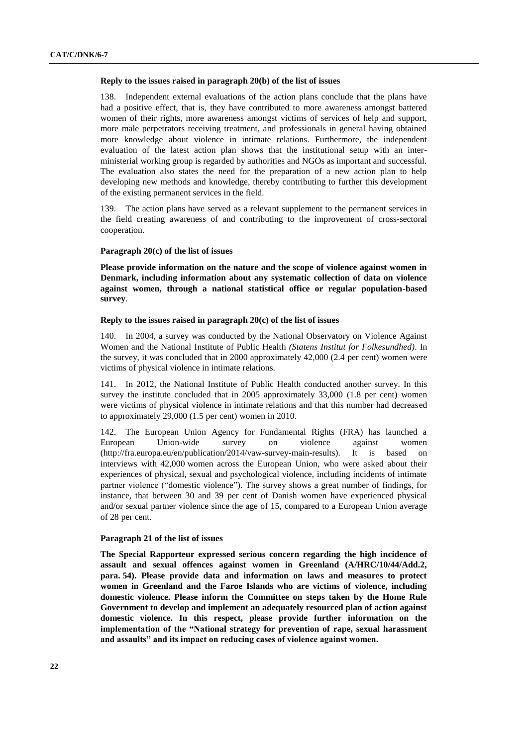#### Reply to the issues raised in paragraph 20(b) of the list of issues

138. Independent external evaluations of the action plans conclude that the plans have had a positive effect, that is, they have contributed to more awareness amongst battered women of their rights, more awareness amongst victims of services of help and support, more male perpetrators receiving treatment, and professionals in general having obtained more knowledge about violence in intimate relations. Furthermore, the independent evaluation of the latest action plan shows that the institutional setup with an inter-ministerial working group is regarded by authorities and NGOs as important and successful. The evaluation also states the need for the preparation of a new action plan to help developing new methods and knowledge, thereby contributing to further this development of the existing permanent services in the field.

139. The action plans have served as a relevant supplement to the permanent services in the field creating awareness of and contributing to the improvement of cross-sectoral cooperation.

#### Paragraph 20(c) of the list of issues

**Please provide information on the nature and the scope of violence against women in Denmark, including information about any systematic collection of data on violence against women, through a national statistical office or regular population-based survey**.

#### Reply to the issues raised in paragraph 20(c) of the list of issues

140. In 2004, a survey was conducted by the National Observatory on Violence Against Women and the National Institute of Public Health *(Statens Institut for Folkesundhed)*. In the survey, it was concluded that in 2000 approximately 42,000 (2.4 per cent) women were victims of physical violence in intimate relations.

141. In 2012, the National Institute of Public Health conducted another survey. In this survey the institute concluded that in 2005 approximately 33,000 (1.8 per cent) women were victims of physical violence in intimate relations and that this number had decreased to approximately 29,000 (1.5 per cent) women in 2010.

142. The European Union Agency for Fundamental Rights (FRA) has launched a European Union-wide survey on violence against women (http://fra.europa.eu/en/publication/2014/vaw-survey-main-results). It is based on interviews with 42,000 women across the European Union, who were asked about their experiences of physical, sexual and psychological violence, including incidents of intimate partner violence ("domestic violence"). The survey shows a great number of findings, for instance, that between 30 and 39 per cent of Danish women have experienced physical and/or sexual partner violence since the age of 15, compared to a European Union average of 28 per cent.

#### Paragraph 21 of the list of issues

**The Special Rapporteur expressed serious concern regarding the high incidence of assault and sexual offences against women in Greenland (A/HRC/10/44/Add.2, para. 54). Please provide data and information on laws and measures to protect women in Greenland and the Faroe Islands who are victims of violence, including domestic violence. Please inform the Committee on steps taken by the Home Rule Government to develop and implement an adequately resourced plan of action against domestic violence. In this respect, please provide further information on the implementation of the "National strategy for prevention of rape, sexual harassment and assaults" and its impact on reducing cases of violence against women.**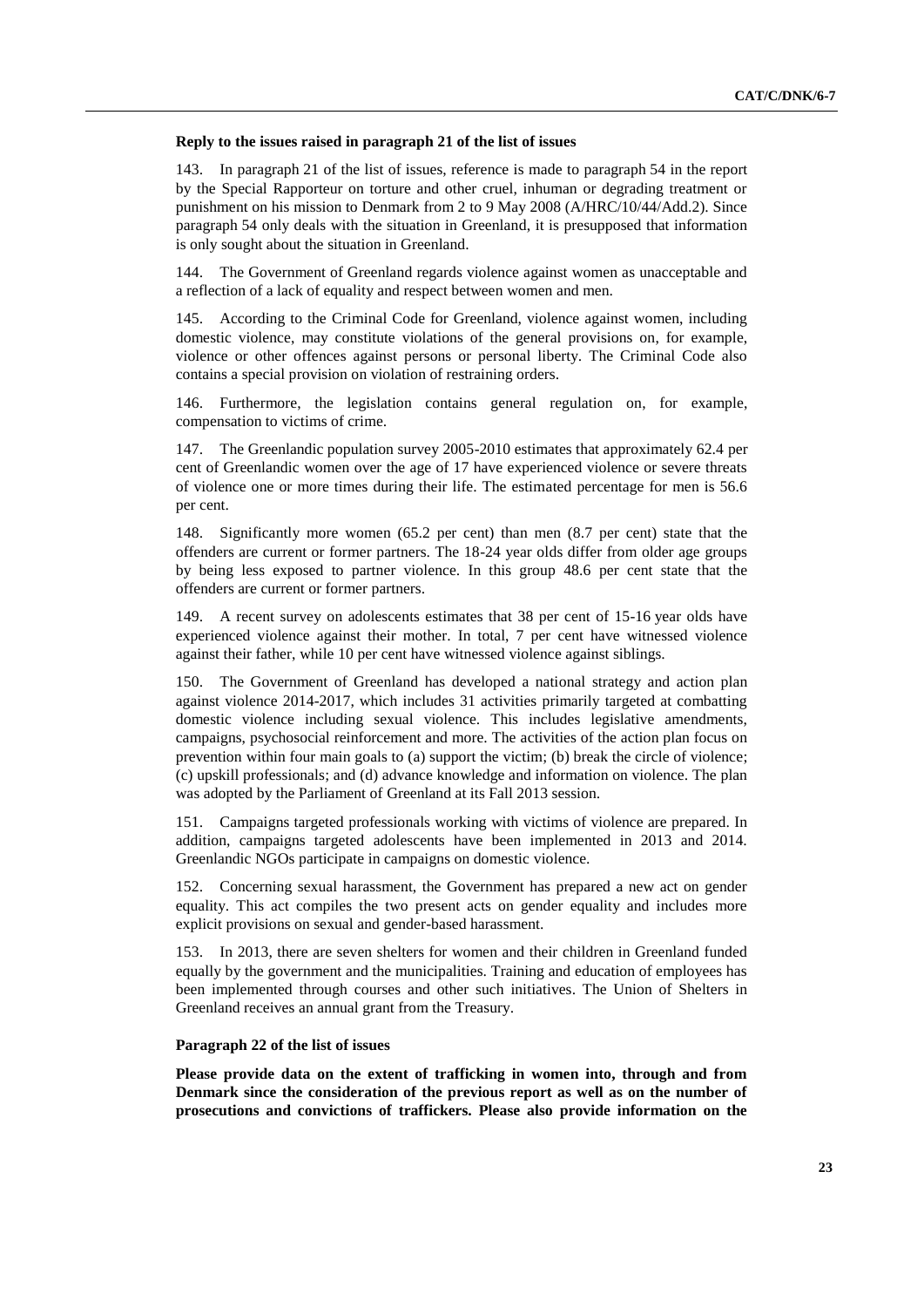**Reply to the issues raised in paragraph 21 of the list of issues**

143. In paragraph 21 of the list of issues, reference is made to paragraph 54 in the report by the Special Rapporteur on torture and other cruel, inhuman or degrading treatment or punishment on his mission to Denmark from 2 to 9 May 2008 (A/HRC/10/44/Add.2). Since paragraph 54 only deals with the situation in Greenland, it is presupposed that information is only sought about the situation in Greenland.

144. The Government of Greenland regards violence against women as unacceptable and a reflection of a lack of equality and respect between women and men.

145. According to the Criminal Code for Greenland, violence against women, including domestic violence, may constitute violations of the general provisions on, for example, violence or other offences against persons or personal liberty. The Criminal Code also contains a special provision on violation of restraining orders.

146. Furthermore, the legislation contains general regulation on, for example, compensation to victims of crime.

147. The Greenlandic population survey 2005-2010 estimates that approximately 62.4 per cent of Greenlandic women over the age of 17 have experienced violence or severe threats of violence one or more times during their life. The estimated percentage for men is 56.6 per cent.

148. Significantly more women (65.2 per cent) than men (8.7 per cent) state that the offenders are current or former partners. The 18-24 year olds differ from older age groups by being less exposed to partner violence. In this group 48.6 per cent state that the offenders are current or former partners.

149. A recent survey on adolescents estimates that 38 per cent of 15-16 year olds have experienced violence against their mother. In total, 7 per cent have witnessed violence against their father, while 10 per cent have witnessed violence against siblings.

150. The Government of Greenland has developed a national strategy and action plan against violence 2014-2017, which includes 31 activities primarily targeted at combatting domestic violence including sexual violence. This includes legislative amendments, campaigns, psychosocial reinforcement and more. The activities of the action plan focus on prevention within four main goals to (a) support the victim; (b) break the circle of violence; (c) upskill professionals; and (d) advance knowledge and information on violence. The plan was adopted by the Parliament of Greenland at its Fall 2013 session.

151. Campaigns targeted professionals working with victims of violence are prepared. In addition, campaigns targeted adolescents have been implemented in 2013 and 2014. Greenlandic NGOs participate in campaigns on domestic violence.

152. Concerning sexual harassment, the Government has prepared a new act on gender equality. This act compiles the two present acts on gender equality and includes more explicit provisions on sexual and gender-based harassment.

153. In 2013, there are seven shelters for women and their children in Greenland funded equally by the government and the municipalities. Training and education of employees has been implemented through courses and other such initiatives. The Union of Shelters in Greenland receives an annual grant from the Treasury.

**Paragraph 22 of the list of issues**

**Please provide data on the extent of trafficking in women into, through and from Denmark since the consideration of the previous report as well as on the number of prosecutions and convictions of traffickers. Please also provide information on the**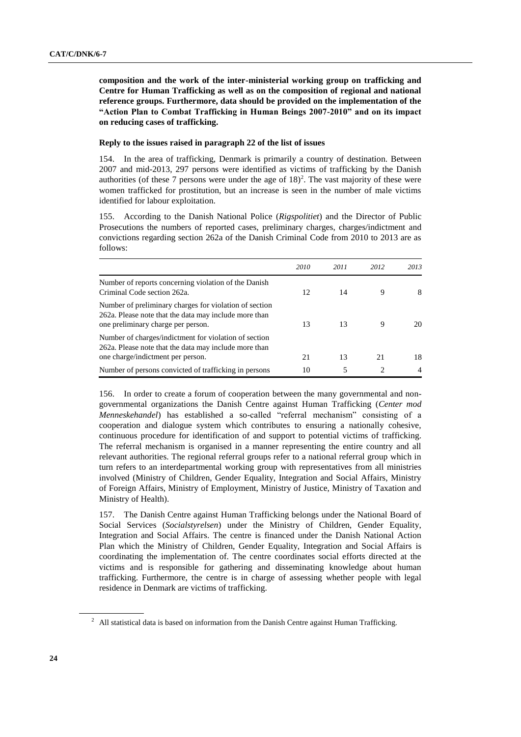**composition and the work of the inter-ministerial working group on trafficking and Centre for Human Trafficking as well as on the composition of regional and national reference groups. Furthermore, data should be provided on the implementation of the "Action Plan to Combat Trafficking in Human Beings 2007-2010" and on its impact on reducing cases of trafficking.**

#### Reply to the issues raised in paragraph 22 of the list of issues

154. In the area of trafficking, Denmark is primarily a country of destination. Between 2007 and mid-2013, 297 persons were identified as victims of trafficking by the Danish authorities (of these 7 persons were under the age of 18)[2]. The vast majority of these were women trafficked for prostitution, but an increase is seen in the number of male victims identified for labour exploitation.

155. According to the Danish National Police (*Rigspolitiet*) and the Director of Public Prosecutions the numbers of reported cases, preliminary charges, charges/indictment and convictions regarding section 262a of the Danish Criminal Code from 2010 to 2013 are as follows:

| | *2010* | *2011* | *2012* | *2013* |
|---|---|---|---|---|
| Number of reports concerning violation of the Danish Criminal Code section 262a. | 12 | 14 | 9 | 8 |
| Number of preliminary charges for violation of section 262a. Please note that the data may include more than one preliminary charge per person. | 13 | 13 | 9 | 20 |
| Number of charges/indictment for violation of section 262a. Please note that the data may include more than one charge/indictment per person. | 21 | 13 | 21 | 18 |
| Number of persons convicted of trafficking in persons | 10 | 5 | 2 | 4 |

156. In order to create a forum of cooperation between the many governmental and non-governmental organizations the Danish Centre against Human Trafficking (*Center mod Menneskehandel*) has established a so-called "referral mechanism" consisting of a cooperation and dialogue system which contributes to ensuring a nationally cohesive, continuous procedure for identification of and support to potential victims of trafficking. The referral mechanism is organised in a manner representing the entire country and all relevant authorities. The regional referral groups refer to a national referral group which in turn refers to an interdepartmental working group with representatives from all ministries involved (Ministry of Children, Gender Equality, Integration and Social Affairs, Ministry of Foreign Affairs, Ministry of Employment, Ministry of Justice, Ministry of Taxation and Ministry of Health).

157. The Danish Centre against Human Trafficking belongs under the National Board of Social Services (*Socialstyrelsen*) under the Ministry of Children, Gender Equality, Integration and Social Affairs. The centre is financed under the Danish National Action Plan which the Ministry of Children, Gender Equality, Integration and Social Affairs is coordinating the implementation of. The centre coordinates social efforts directed at the victims and is responsible for gathering and disseminating knowledge about human trafficking. Furthermore, the centre is in charge of assessing whether people with legal residence in Denmark are victims of trafficking.

[2] All statistical data is based on information from the Danish Centre against Human Trafficking.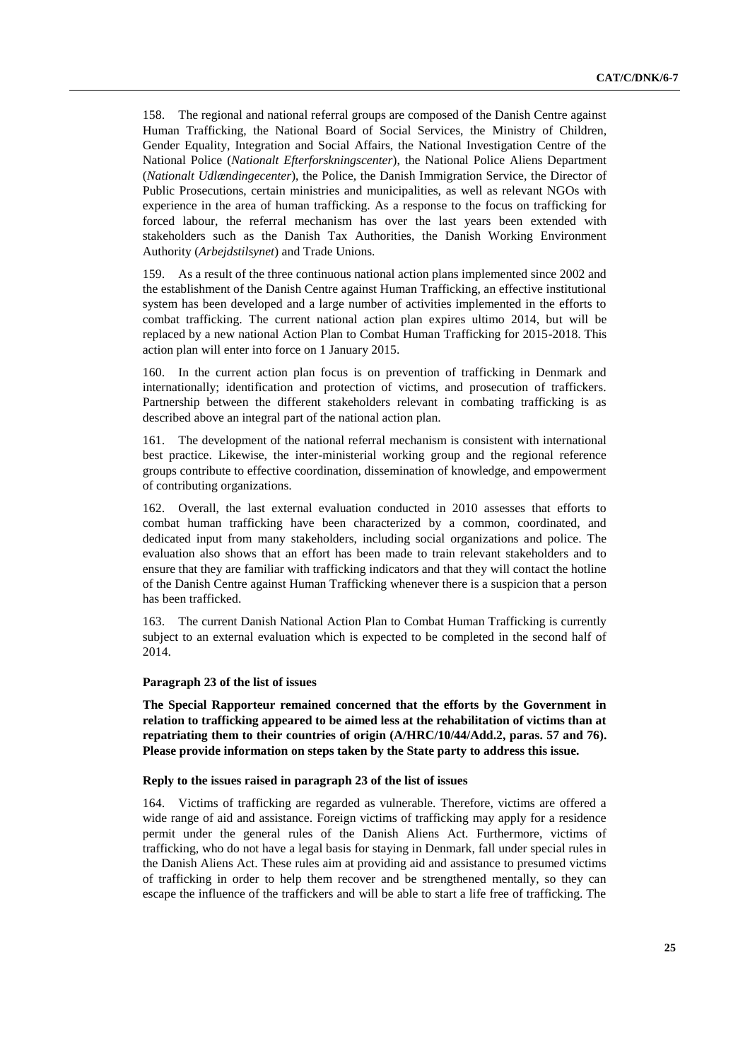158. The regional and national referral groups are composed of the Danish Centre against Human Trafficking, the National Board of Social Services, the Ministry of Children, Gender Equality, Integration and Social Affairs, the National Investigation Centre of the National Police (*Nationalt Efterforskningscenter*), the National Police Aliens Department (*Nationalt Udlændingecenter*), the Police, the Danish Immigration Service, the Director of Public Prosecutions, certain ministries and municipalities, as well as relevant NGOs with experience in the area of human trafficking. As a response to the focus on trafficking for forced labour, the referral mechanism has over the last years been extended with stakeholders such as the Danish Tax Authorities, the Danish Working Environment Authority (*Arbejdstilsynet*) and Trade Unions.

159. As a result of the three continuous national action plans implemented since 2002 and the establishment of the Danish Centre against Human Trafficking, an effective institutional system has been developed and a large number of activities implemented in the efforts to combat trafficking. The current national action plan expires ultimo 2014, but will be replaced by a new national Action Plan to Combat Human Trafficking for 2015-2018. This action plan will enter into force on 1 January 2015.

160. In the current action plan focus is on prevention of trafficking in Denmark and internationally; identification and protection of victims, and prosecution of traffickers. Partnership between the different stakeholders relevant in combating trafficking is as described above an integral part of the national action plan.

161. The development of the national referral mechanism is consistent with international best practice. Likewise, the inter-ministerial working group and the regional reference groups contribute to effective coordination, dissemination of knowledge, and empowerment of contributing organizations.

162. Overall, the last external evaluation conducted in 2010 assesses that efforts to combat human trafficking have been characterized by a common, coordinated, and dedicated input from many stakeholders, including social organizations and police. The evaluation also shows that an effort has been made to train relevant stakeholders and to ensure that they are familiar with trafficking indicators and that they will contact the hotline of the Danish Centre against Human Trafficking whenever there is a suspicion that a person has been trafficked.

163. The current Danish National Action Plan to Combat Human Trafficking is currently subject to an external evaluation which is expected to be completed in the second half of 2014.

#### Paragraph 23 of the list of issues

**The Special Rapporteur remained concerned that the efforts by the Government in relation to trafficking appeared to be aimed less at the rehabilitation of victims than at repatriating them to their countries of origin (A/HRC/10/44/Add.2, paras. 57 and 76). Please provide information on steps taken by the State party to address this issue.**

#### Reply to the issues raised in paragraph 23 of the list of issues

164. Victims of trafficking are regarded as vulnerable. Therefore, victims are offered a wide range of aid and assistance. Foreign victims of trafficking may apply for a residence permit under the general rules of the Danish Aliens Act. Furthermore, victims of trafficking, who do not have a legal basis for staying in Denmark, fall under special rules in the Danish Aliens Act. These rules aim at providing aid and assistance to presumed victims of trafficking in order to help them recover and be strengthened mentally, so they can escape the influence of the traffickers and will be able to start a life free of trafficking. The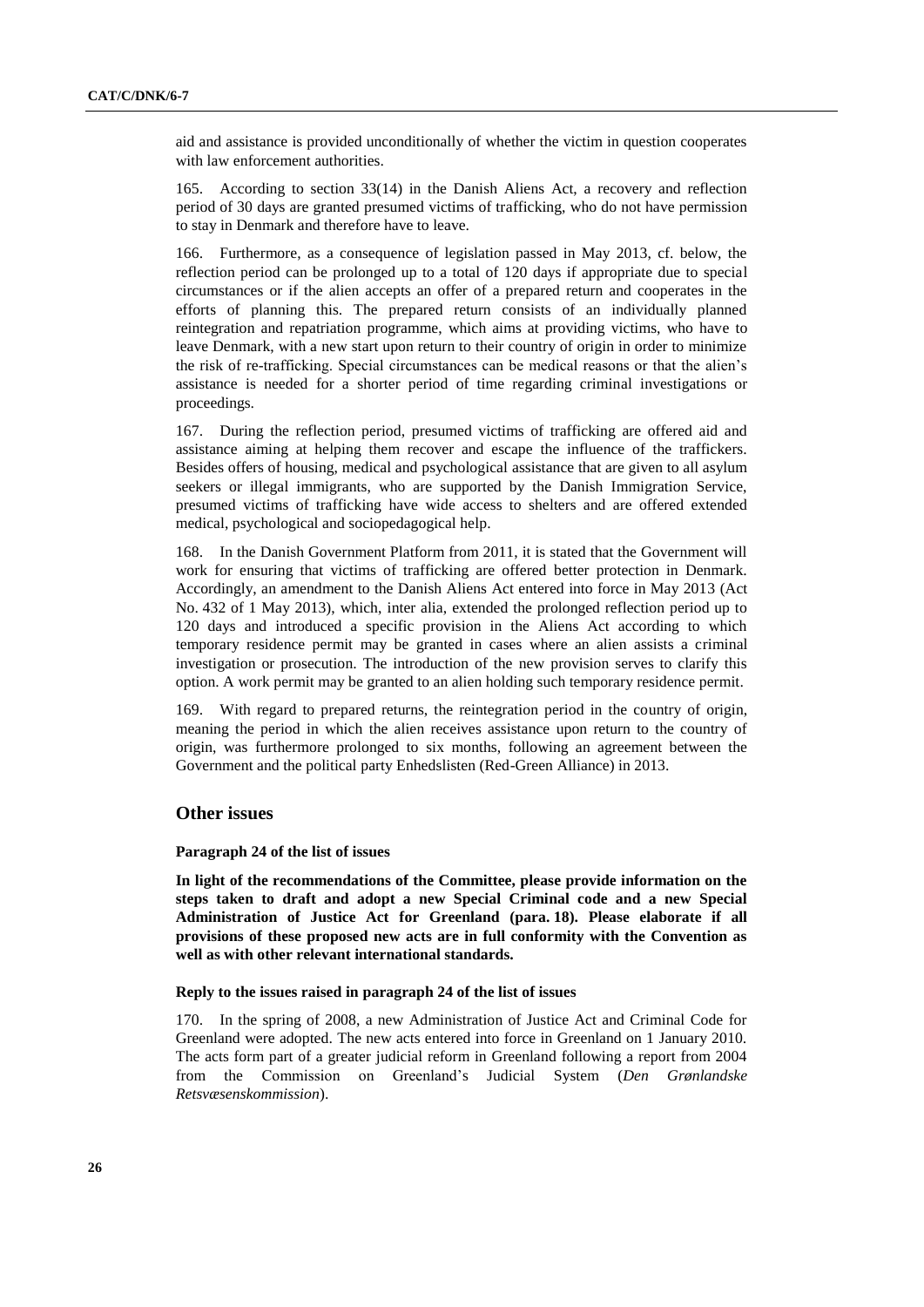aid and assistance is provided unconditionally of whether the victim in question cooperates with law enforcement authorities.

165. According to section 33(14) in the Danish Aliens Act, a recovery and reflection period of 30 days are granted presumed victims of trafficking, who do not have permission to stay in Denmark and therefore have to leave.

166. Furthermore, as a consequence of legislation passed in May 2013, cf. below, the reflection period can be prolonged up to a total of 120 days if appropriate due to special circumstances or if the alien accepts an offer of a prepared return and cooperates in the efforts of planning this. The prepared return consists of an individually planned reintegration and repatriation programme, which aims at providing victims, who have to leave Denmark, with a new start upon return to their country of origin in order to minimize the risk of re-trafficking. Special circumstances can be medical reasons or that the alien's assistance is needed for a shorter period of time regarding criminal investigations or proceedings.

167. During the reflection period, presumed victims of trafficking are offered aid and assistance aiming at helping them recover and escape the influence of the traffickers. Besides offers of housing, medical and psychological assistance that are given to all asylum seekers or illegal immigrants, who are supported by the Danish Immigration Service, presumed victims of trafficking have wide access to shelters and are offered extended medical, psychological and sociopedagogical help.

168. In the Danish Government Platform from 2011, it is stated that the Government will work for ensuring that victims of trafficking are offered better protection in Denmark. Accordingly, an amendment to the Danish Aliens Act entered into force in May 2013 (Act No. 432 of 1 May 2013), which, inter alia, extended the prolonged reflection period up to 120 days and introduced a specific provision in the Aliens Act according to which temporary residence permit may be granted in cases where an alien assists a criminal investigation or prosecution. The introduction of the new provision serves to clarify this option. A work permit may be granted to an alien holding such temporary residence permit.

169. With regard to prepared returns, the reintegration period in the country of origin, meaning the period in which the alien receives assistance upon return to the country of origin, was furthermore prolonged to six months, following an agreement between the Government and the political party Enhedslisten (Red-Green Alliance) in 2013.

## Other issues

#### Paragraph 24 of the list of issues

**In light of the recommendations of the Committee, please provide information on the steps taken to draft and adopt a new Special Criminal code and a new Special Administration of Justice Act for Greenland (para. 18). Please elaborate if all provisions of these proposed new acts are in full conformity with the Convention as well as with other relevant international standards.**

#### Reply to the issues raised in paragraph 24 of the list of issues

170. In the spring of 2008, a new Administration of Justice Act and Criminal Code for Greenland were adopted. The new acts entered into force in Greenland on 1 January 2010. The acts form part of a greater judicial reform in Greenland following a report from 2004 from the Commission on Greenland's Judicial System (*Den Grønlandske Retsvæsenskommission*).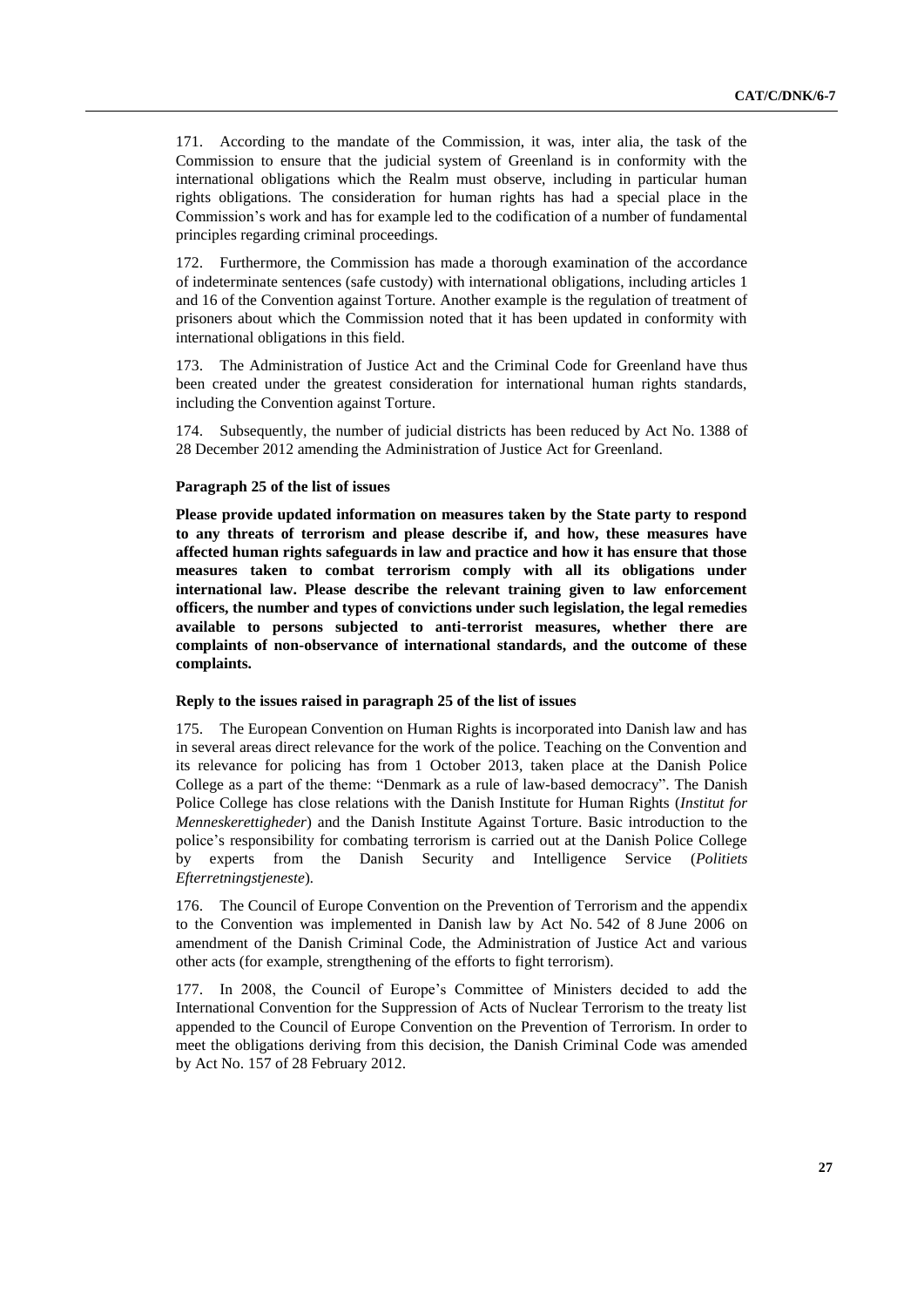171. According to the mandate of the Commission, it was, inter alia, the task of the Commission to ensure that the judicial system of Greenland is in conformity with the international obligations which the Realm must observe, including in particular human rights obligations. The consideration for human rights has had a special place in the Commission's work and has for example led to the codification of a number of fundamental principles regarding criminal proceedings.

172. Furthermore, the Commission has made a thorough examination of the accordance of indeterminate sentences (safe custody) with international obligations, including articles 1 and 16 of the Convention against Torture. Another example is the regulation of treatment of prisoners about which the Commission noted that it has been updated in conformity with international obligations in this field.

173. The Administration of Justice Act and the Criminal Code for Greenland have thus been created under the greatest consideration for international human rights standards, including the Convention against Torture.

174. Subsequently, the number of judicial districts has been reduced by Act No. 1388 of 28 December 2012 amending the Administration of Justice Act for Greenland.

#### Paragraph 25 of the list of issues

**Please provide updated information on measures taken by the State party to respond to any threats of terrorism and please describe if, and how, these measures have affected human rights safeguards in law and practice and how it has ensure that those measures taken to combat terrorism comply with all its obligations under international law. Please describe the relevant training given to law enforcement officers, the number and types of convictions under such legislation, the legal remedies available to persons subjected to anti-terrorist measures, whether there are complaints of non-observance of international standards, and the outcome of these complaints.**

#### Reply to the issues raised in paragraph 25 of the list of issues

175. The European Convention on Human Rights is incorporated into Danish law and has in several areas direct relevance for the work of the police. Teaching on the Convention and its relevance for policing has from 1 October 2013, taken place at the Danish Police College as a part of the theme: "Denmark as a rule of law-based democracy". The Danish Police College has close relations with the Danish Institute for Human Rights (*Institut for Menneskerettigheder*) and the Danish Institute Against Torture. Basic introduction to the police's responsibility for combating terrorism is carried out at the Danish Police College by experts from the Danish Security and Intelligence Service (*Politiets Efterretningstjeneste*).

176. The Council of Europe Convention on the Prevention of Terrorism and the appendix to the Convention was implemented in Danish law by Act No. 542 of 8 June 2006 on amendment of the Danish Criminal Code, the Administration of Justice Act and various other acts (for example, strengthening of the efforts to fight terrorism).

177. In 2008, the Council of Europe's Committee of Ministers decided to add the International Convention for the Suppression of Acts of Nuclear Terrorism to the treaty list appended to the Council of Europe Convention on the Prevention of Terrorism. In order to meet the obligations deriving from this decision, the Danish Criminal Code was amended by Act No. 157 of 28 February 2012.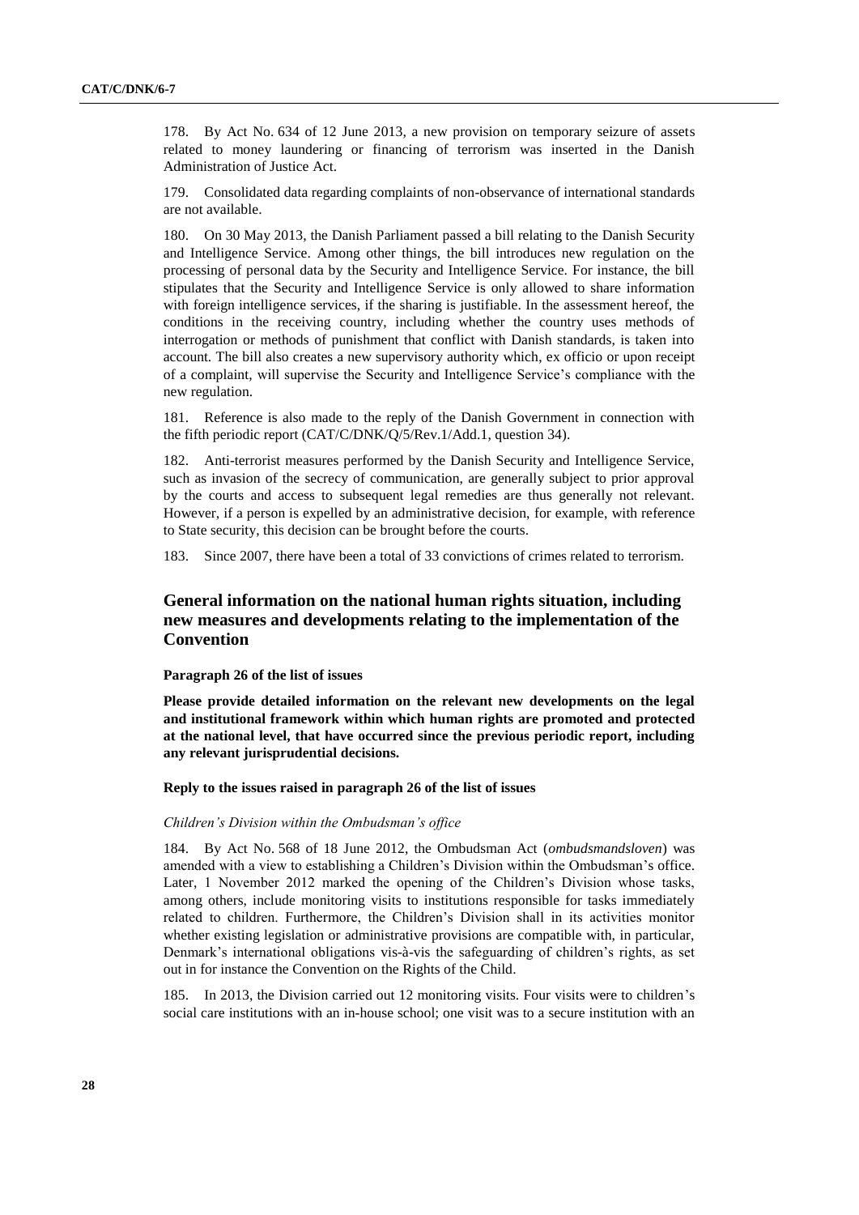178. By Act No. 634 of 12 June 2013, a new provision on temporary seizure of assets related to money laundering or financing of terrorism was inserted in the Danish Administration of Justice Act.

179. Consolidated data regarding complaints of non-observance of international standards are not available.

180. On 30 May 2013, the Danish Parliament passed a bill relating to the Danish Security and Intelligence Service. Among other things, the bill introduces new regulation on the processing of personal data by the Security and Intelligence Service. For instance, the bill stipulates that the Security and Intelligence Service is only allowed to share information with foreign intelligence services, if the sharing is justifiable. In the assessment hereof, the conditions in the receiving country, including whether the country uses methods of interrogation or methods of punishment that conflict with Danish standards, is taken into account. The bill also creates a new supervisory authority which, ex officio or upon receipt of a complaint, will supervise the Security and Intelligence Service's compliance with the new regulation.

181. Reference is also made to the reply of the Danish Government in connection with the fifth periodic report (CAT/C/DNK/Q/5/Rev.1/Add.1, question 34).

182. Anti-terrorist measures performed by the Danish Security and Intelligence Service, such as invasion of the secrecy of communication, are generally subject to prior approval by the courts and access to subsequent legal remedies are thus generally not relevant. However, if a person is expelled by an administrative decision, for example, with reference to State security, this decision can be brought before the courts.

183. Since 2007, there have been a total of 33 convictions of crimes related to terrorism.

## General information on the national human rights situation, including new measures and developments relating to the implementation of the Convention

**Paragraph 26 of the list of issues**

**Please provide detailed information on the relevant new developments on the legal and institutional framework within which human rights are promoted and protected at the national level, that have occurred since the previous periodic report, including any relevant jurisprudential decisions.**

**Reply to the issues raised in paragraph 26 of the list of issues**

*Children's Division within the Ombudsman's office*

184. By Act No. 568 of 18 June 2012, the Ombudsman Act (*ombudsmandsloven*) was amended with a view to establishing a Children's Division within the Ombudsman's office. Later, 1 November 2012 marked the opening of the Children's Division whose tasks, among others, include monitoring visits to institutions responsible for tasks immediately related to children. Furthermore, the Children's Division shall in its activities monitor whether existing legislation or administrative provisions are compatible with, in particular, Denmark's international obligations vis-à-vis the safeguarding of children's rights, as set out in for instance the Convention on the Rights of the Child.

185. In 2013, the Division carried out 12 monitoring visits. Four visits were to children's social care institutions with an in-house school; one visit was to a secure institution with an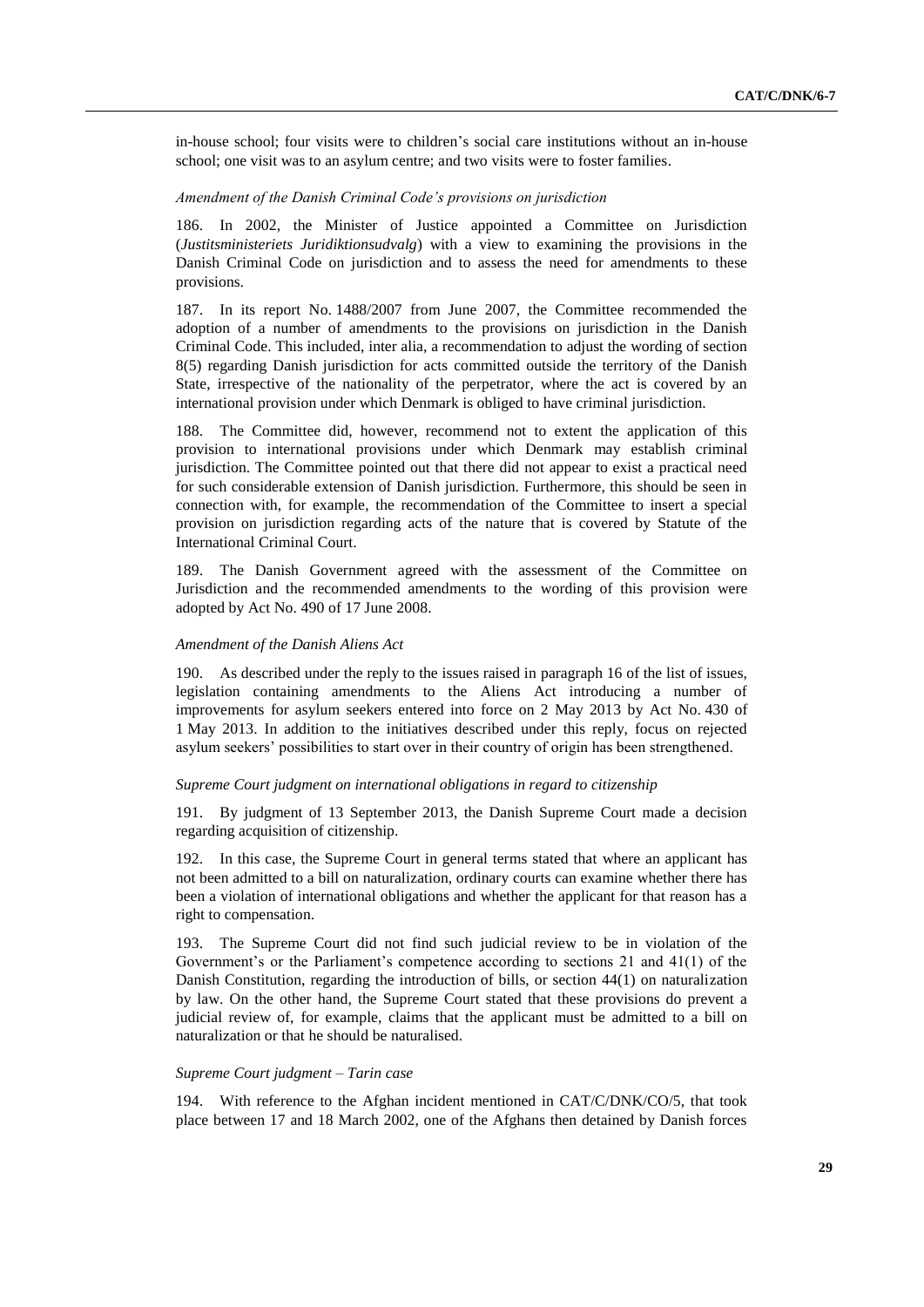in-house school; four visits were to children's social care institutions without an in-house school; one visit was to an asylum centre; and two visits were to foster families.

*Amendment of the Danish Criminal Code's provisions on jurisdiction*

186. In 2002, the Minister of Justice appointed a Committee on Jurisdiction (*Justitsministeriets Juridiktionsudvalg*) with a view to examining the provisions in the Danish Criminal Code on jurisdiction and to assess the need for amendments to these provisions.

187. In its report No. 1488/2007 from June 2007, the Committee recommended the adoption of a number of amendments to the provisions on jurisdiction in the Danish Criminal Code. This included, inter alia, a recommendation to adjust the wording of section 8(5) regarding Danish jurisdiction for acts committed outside the territory of the Danish State, irrespective of the nationality of the perpetrator, where the act is covered by an international provision under which Denmark is obliged to have criminal jurisdiction.

188. The Committee did, however, recommend not to extent the application of this provision to international provisions under which Denmark may establish criminal jurisdiction. The Committee pointed out that there did not appear to exist a practical need for such considerable extension of Danish jurisdiction. Furthermore, this should be seen in connection with, for example, the recommendation of the Committee to insert a special provision on jurisdiction regarding acts of the nature that is covered by Statute of the International Criminal Court.

189. The Danish Government agreed with the assessment of the Committee on Jurisdiction and the recommended amendments to the wording of this provision were adopted by Act No. 490 of 17 June 2008.

*Amendment of the Danish Aliens Act*

190. As described under the reply to the issues raised in paragraph 16 of the list of issues, legislation containing amendments to the Aliens Act introducing a number of improvements for asylum seekers entered into force on 2 May 2013 by Act No. 430 of 1 May 2013. In addition to the initiatives described under this reply, focus on rejected asylum seekers' possibilities to start over in their country of origin has been strengthened.

*Supreme Court judgment on international obligations in regard to citizenship*

191. By judgment of 13 September 2013, the Danish Supreme Court made a decision regarding acquisition of citizenship.

192. In this case, the Supreme Court in general terms stated that where an applicant has not been admitted to a bill on naturalization, ordinary courts can examine whether there has been a violation of international obligations and whether the applicant for that reason has a right to compensation.

193. The Supreme Court did not find such judicial review to be in violation of the Government's or the Parliament's competence according to sections 21 and 41(1) of the Danish Constitution, regarding the introduction of bills, or section 44(1) on naturalization by law. On the other hand, the Supreme Court stated that these provisions do prevent a judicial review of, for example, claims that the applicant must be admitted to a bill on naturalization or that he should be naturalised.

*Supreme Court judgment – Tarin case*

194. With reference to the Afghan incident mentioned in CAT/C/DNK/CO/5, that took place between 17 and 18 March 2002, one of the Afghans then detained by Danish forces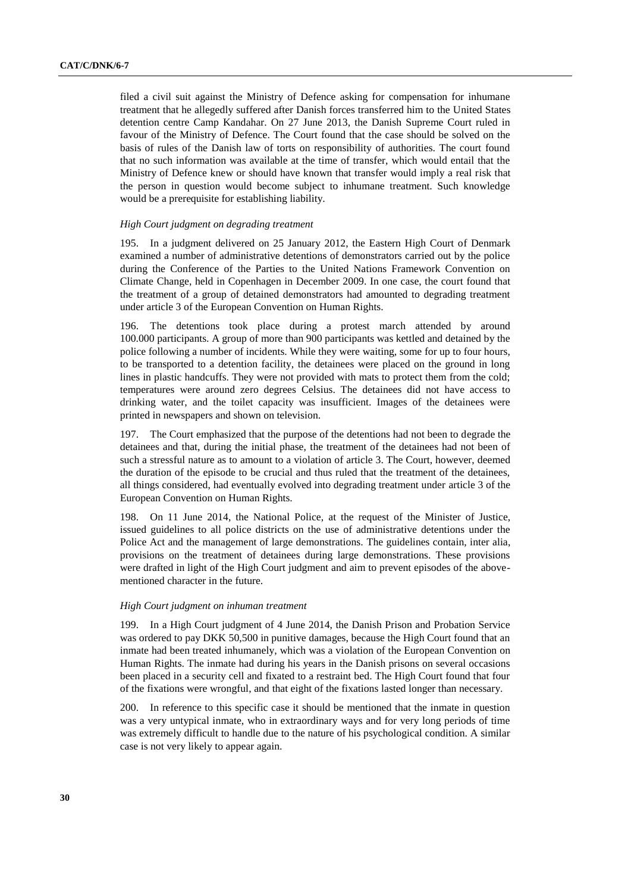filed a civil suit against the Ministry of Defence asking for compensation for inhumane treatment that he allegedly suffered after Danish forces transferred him to the United States detention centre Camp Kandahar. On 27 June 2013, the Danish Supreme Court ruled in favour of the Ministry of Defence. The Court found that the case should be solved on the basis of rules of the Danish law of torts on responsibility of authorities. The court found that no such information was available at the time of transfer, which would entail that the Ministry of Defence knew or should have known that transfer would imply a real risk that the person in question would become subject to inhumane treatment. Such knowledge would be a prerequisite for establishing liability.

*High Court judgment on degrading treatment*

195. In a judgment delivered on 25 January 2012, the Eastern High Court of Denmark examined a number of administrative detentions of demonstrators carried out by the police during the Conference of the Parties to the United Nations Framework Convention on Climate Change, held in Copenhagen in December 2009. In one case, the court found that the treatment of a group of detained demonstrators had amounted to degrading treatment under article 3 of the European Convention on Human Rights.

196. The detentions took place during a protest march attended by around 100.000 participants. A group of more than 900 participants was kettled and detained by the police following a number of incidents. While they were waiting, some for up to four hours, to be transported to a detention facility, the detainees were placed on the ground in long lines in plastic handcuffs. They were not provided with mats to protect them from the cold; temperatures were around zero degrees Celsius. The detainees did not have access to drinking water, and the toilet capacity was insufficient. Images of the detainees were printed in newspapers and shown on television.

197. The Court emphasized that the purpose of the detentions had not been to degrade the detainees and that, during the initial phase, the treatment of the detainees had not been of such a stressful nature as to amount to a violation of article 3. The Court, however, deemed the duration of the episode to be crucial and thus ruled that the treatment of the detainees, all things considered, had eventually evolved into degrading treatment under article 3 of the European Convention on Human Rights.

198. On 11 June 2014, the National Police, at the request of the Minister of Justice, issued guidelines to all police districts on the use of administrative detentions under the Police Act and the management of large demonstrations. The guidelines contain, inter alia, provisions on the treatment of detainees during large demonstrations. These provisions were drafted in light of the High Court judgment and aim to prevent episodes of the above-mentioned character in the future.

*High Court judgment on inhuman treatment*

199. In a High Court judgment of 4 June 2014, the Danish Prison and Probation Service was ordered to pay DKK 50,500 in punitive damages, because the High Court found that an inmate had been treated inhumanely, which was a violation of the European Convention on Human Rights. The inmate had during his years in the Danish prisons on several occasions been placed in a security cell and fixated to a restraint bed. The High Court found that four of the fixations were wrongful, and that eight of the fixations lasted longer than necessary.

200. In reference to this specific case it should be mentioned that the inmate in question was a very untypical inmate, who in extraordinary ways and for very long periods of time was extremely difficult to handle due to the nature of his psychological condition. A similar case is not very likely to appear again.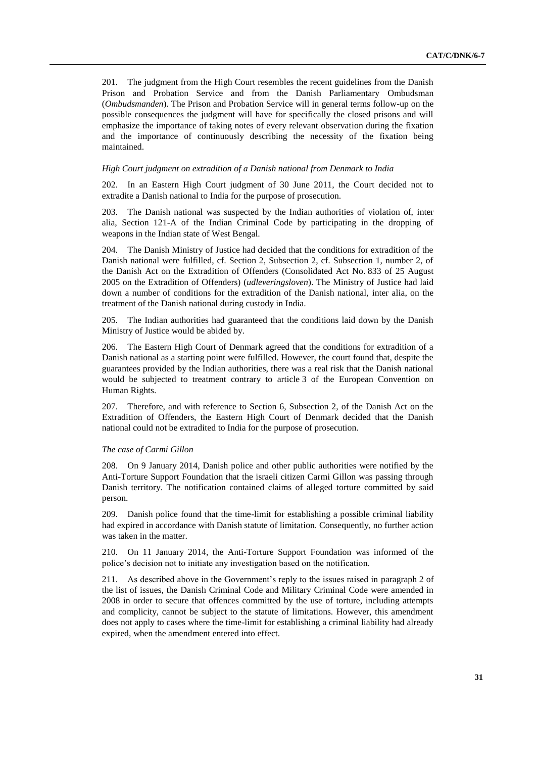201. The judgment from the High Court resembles the recent guidelines from the Danish Prison and Probation Service and from the Danish Parliamentary Ombudsman (*Ombudsmanden*). The Prison and Probation Service will in general terms follow-up on the possible consequences the judgment will have for specifically the closed prisons and will emphasize the importance of taking notes of every relevant observation during the fixation and the importance of continuously describing the necessity of the fixation being maintained.

*High Court judgment on extradition of a Danish national from Denmark to India*

202. In an Eastern High Court judgment of 30 June 2011, the Court decided not to extradite a Danish national to India for the purpose of prosecution.

203. The Danish national was suspected by the Indian authorities of violation of, inter alia, Section 121-A of the Indian Criminal Code by participating in the dropping of weapons in the Indian state of West Bengal.

204. The Danish Ministry of Justice had decided that the conditions for extradition of the Danish national were fulfilled, cf. Section 2, Subsection 2, cf. Subsection 1, number 2, of the Danish Act on the Extradition of Offenders (Consolidated Act No. 833 of 25 August 2005 on the Extradition of Offenders) (*udleveringsloven*). The Ministry of Justice had laid down a number of conditions for the extradition of the Danish national, inter alia, on the treatment of the Danish national during custody in India.

205. The Indian authorities had guaranteed that the conditions laid down by the Danish Ministry of Justice would be abided by.

206. The Eastern High Court of Denmark agreed that the conditions for extradition of a Danish national as a starting point were fulfilled. However, the court found that, despite the guarantees provided by the Indian authorities, there was a real risk that the Danish national would be subjected to treatment contrary to article 3 of the European Convention on Human Rights.

207. Therefore, and with reference to Section 6, Subsection 2, of the Danish Act on the Extradition of Offenders, the Eastern High Court of Denmark decided that the Danish national could not be extradited to India for the purpose of prosecution.

*The case of Carmi Gillon*

208. On 9 January 2014, Danish police and other public authorities were notified by the Anti-Torture Support Foundation that the israeli citizen Carmi Gillon was passing through Danish territory. The notification contained claims of alleged torture committed by said person.

209. Danish police found that the time-limit for establishing a possible criminal liability had expired in accordance with Danish statute of limitation. Consequently, no further action was taken in the matter.

210. On 11 January 2014, the Anti-Torture Support Foundation was informed of the police's decision not to initiate any investigation based on the notification.

211. As described above in the Government's reply to the issues raised in paragraph 2 of the list of issues, the Danish Criminal Code and Military Criminal Code were amended in 2008 in order to secure that offences committed by the use of torture, including attempts and complicity, cannot be subject to the statute of limitations. However, this amendment does not apply to cases where the time-limit for establishing a criminal liability had already expired, when the amendment entered into effect.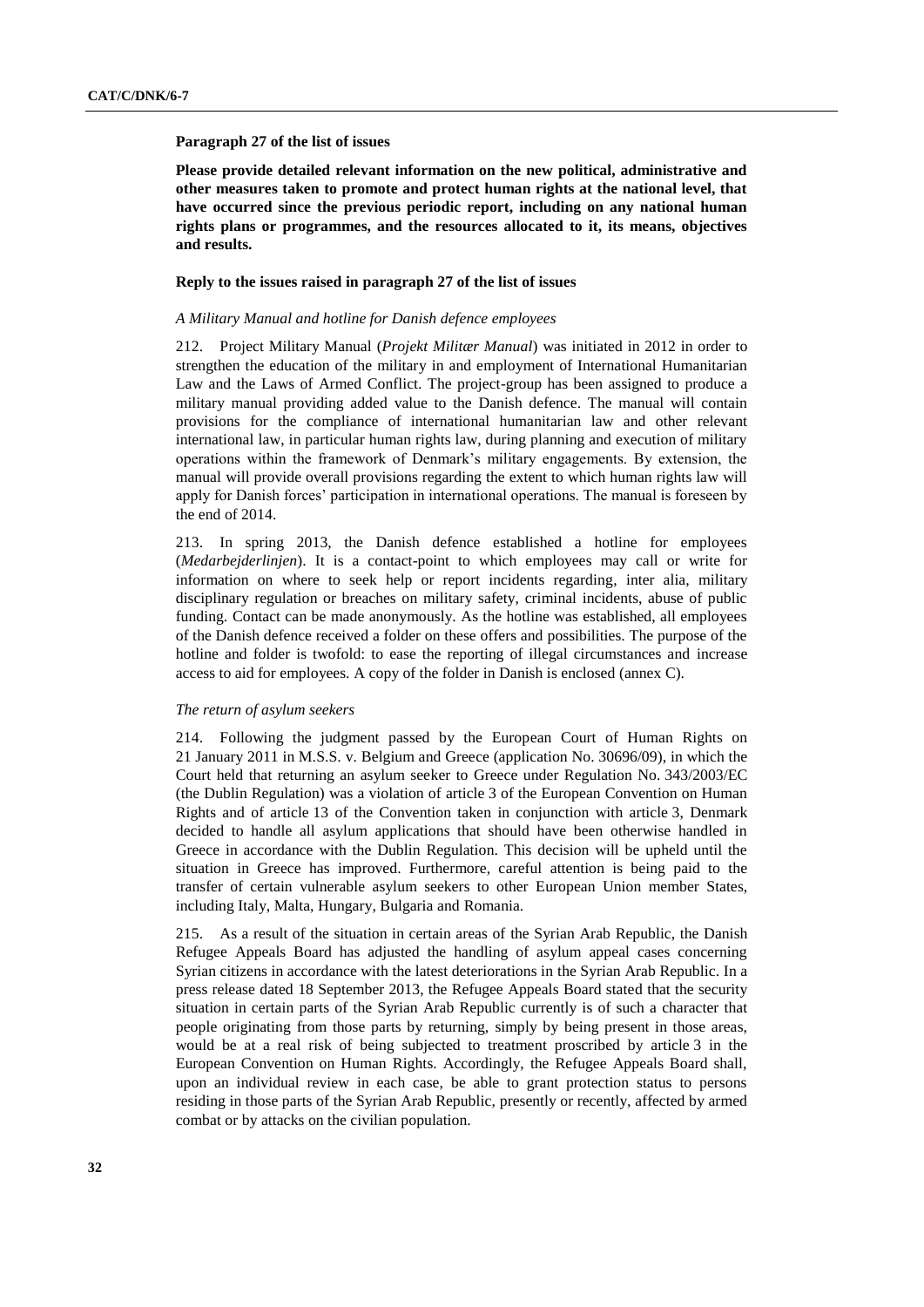**Paragraph 27 of the list of issues**

**Please provide detailed relevant information on the new political, administrative and other measures taken to promote and protect human rights at the national level, that have occurred since the previous periodic report, including on any national human rights plans or programmes, and the resources allocated to it, its means, objectives and results.**

**Reply to the issues raised in paragraph 27 of the list of issues**

*A Military Manual and hotline for Danish defence employees*

212. Project Military Manual (*Projekt Militær Manual*) was initiated in 2012 in order to strengthen the education of the military in and employment of International Humanitarian Law and the Laws of Armed Conflict. The project-group has been assigned to produce a military manual providing added value to the Danish defence. The manual will contain provisions for the compliance of international humanitarian law and other relevant international law, in particular human rights law, during planning and execution of military operations within the framework of Denmark's military engagements. By extension, the manual will provide overall provisions regarding the extent to which human rights law will apply for Danish forces' participation in international operations. The manual is foreseen by the end of 2014.

213. In spring 2013, the Danish defence established a hotline for employees (*Medarbejderlinjen*). It is a contact-point to which employees may call or write for information on where to seek help or report incidents regarding, inter alia, military disciplinary regulation or breaches on military safety, criminal incidents, abuse of public funding. Contact can be made anonymously. As the hotline was established, all employees of the Danish defence received a folder on these offers and possibilities. The purpose of the hotline and folder is twofold: to ease the reporting of illegal circumstances and increase access to aid for employees. A copy of the folder in Danish is enclosed (annex C).

*The return of asylum seekers*

214. Following the judgment passed by the European Court of Human Rights on 21 January 2011 in M.S.S. v. Belgium and Greece (application No. 30696/09), in which the Court held that returning an asylum seeker to Greece under Regulation No. 343/2003/EC (the Dublin Regulation) was a violation of article 3 of the European Convention on Human Rights and of article 13 of the Convention taken in conjunction with article 3, Denmark decided to handle all asylum applications that should have been otherwise handled in Greece in accordance with the Dublin Regulation. This decision will be upheld until the situation in Greece has improved. Furthermore, careful attention is being paid to the transfer of certain vulnerable asylum seekers to other European Union member States, including Italy, Malta, Hungary, Bulgaria and Romania.

215. As a result of the situation in certain areas of the Syrian Arab Republic, the Danish Refugee Appeals Board has adjusted the handling of asylum appeal cases concerning Syrian citizens in accordance with the latest deteriorations in the Syrian Arab Republic. In a press release dated 18 September 2013, the Refugee Appeals Board stated that the security situation in certain parts of the Syrian Arab Republic currently is of such a character that people originating from those parts by returning, simply by being present in those areas, would be at a real risk of being subjected to treatment proscribed by article 3 in the European Convention on Human Rights. Accordingly, the Refugee Appeals Board shall, upon an individual review in each case, be able to grant protection status to persons residing in those parts of the Syrian Arab Republic, presently or recently, affected by armed combat or by attacks on the civilian population.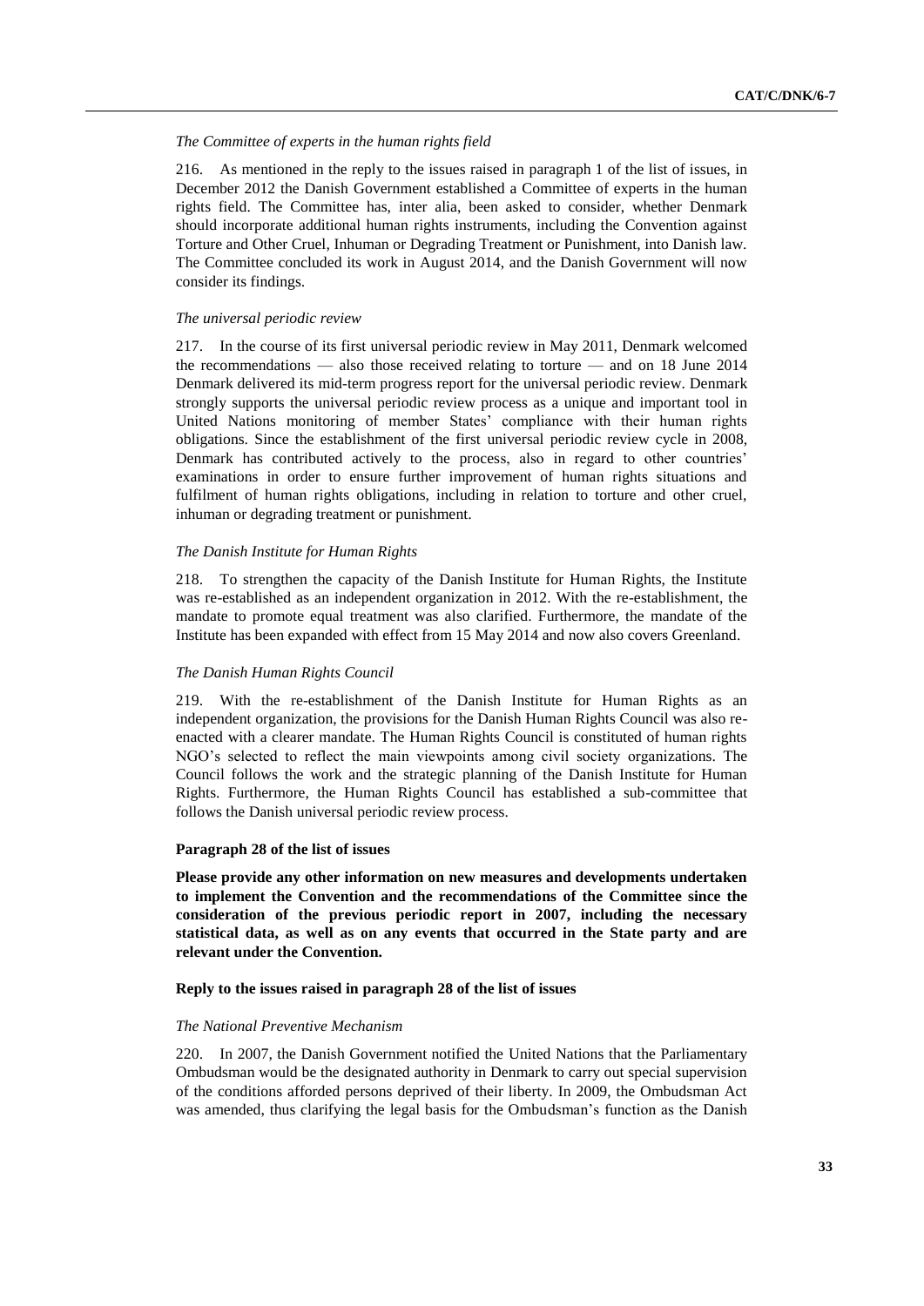*The Committee of experts in the human rights field*

216. As mentioned in the reply to the issues raised in paragraph 1 of the list of issues, in December 2012 the Danish Government established a Committee of experts in the human rights field. The Committee has, inter alia, been asked to consider, whether Denmark should incorporate additional human rights instruments, including the Convention against Torture and Other Cruel, Inhuman or Degrading Treatment or Punishment, into Danish law. The Committee concluded its work in August 2014, and the Danish Government will now consider its findings.

*The universal periodic review*

217. In the course of its first universal periodic review in May 2011, Denmark welcomed the recommendations — also those received relating to torture — and on 18 June 2014 Denmark delivered its mid-term progress report for the universal periodic review. Denmark strongly supports the universal periodic review process as a unique and important tool in United Nations monitoring of member States' compliance with their human rights obligations. Since the establishment of the first universal periodic review cycle in 2008, Denmark has contributed actively to the process, also in regard to other countries' examinations in order to ensure further improvement of human rights situations and fulfilment of human rights obligations, including in relation to torture and other cruel, inhuman or degrading treatment or punishment.

*The Danish Institute for Human Rights*

218. To strengthen the capacity of the Danish Institute for Human Rights, the Institute was re-established as an independent organization in 2012. With the re-establishment, the mandate to promote equal treatment was also clarified. Furthermore, the mandate of the Institute has been expanded with effect from 15 May 2014 and now also covers Greenland.

*The Danish Human Rights Council*

219. With the re-establishment of the Danish Institute for Human Rights as an independent organization, the provisions for the Danish Human Rights Council was also re-enacted with a clearer mandate. The Human Rights Council is constituted of human rights NGO's selected to reflect the main viewpoints among civil society organizations. The Council follows the work and the strategic planning of the Danish Institute for Human Rights. Furthermore, the Human Rights Council has established a sub-committee that follows the Danish universal periodic review process.

**Paragraph 28 of the list of issues**

**Please provide any other information on new measures and developments undertaken to implement the Convention and the recommendations of the Committee since the consideration of the previous periodic report in 2007, including the necessary statistical data, as well as on any events that occurred in the State party and are relevant under the Convention.**

**Reply to the issues raised in paragraph 28 of the list of issues**

*The National Preventive Mechanism*

220. In 2007, the Danish Government notified the United Nations that the Parliamentary Ombudsman would be the designated authority in Denmark to carry out special supervision of the conditions afforded persons deprived of their liberty. In 2009, the Ombudsman Act was amended, thus clarifying the legal basis for the Ombudsman's function as the Danish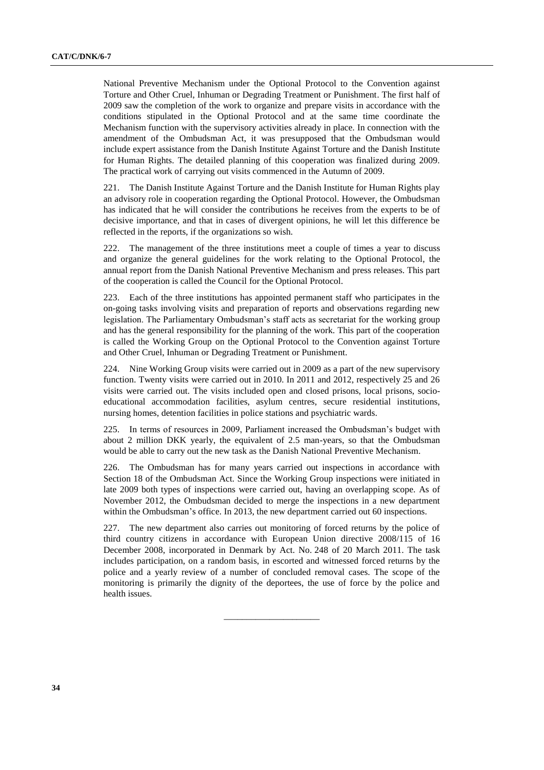National Preventive Mechanism under the Optional Protocol to the Convention against Torture and Other Cruel, Inhuman or Degrading Treatment or Punishment. The first half of 2009 saw the completion of the work to organize and prepare visits in accordance with the conditions stipulated in the Optional Protocol and at the same time coordinate the Mechanism function with the supervisory activities already in place. In connection with the amendment of the Ombudsman Act, it was presupposed that the Ombudsman would include expert assistance from the Danish Institute Against Torture and the Danish Institute for Human Rights. The detailed planning of this cooperation was finalized during 2009. The practical work of carrying out visits commenced in the Autumn of 2009.

221. The Danish Institute Against Torture and the Danish Institute for Human Rights play an advisory role in cooperation regarding the Optional Protocol. However, the Ombudsman has indicated that he will consider the contributions he receives from the experts to be of decisive importance, and that in cases of divergent opinions, he will let this difference be reflected in the reports, if the organizations so wish.

222. The management of the three institutions meet a couple of times a year to discuss and organize the general guidelines for the work relating to the Optional Protocol, the annual report from the Danish National Preventive Mechanism and press releases. This part of the cooperation is called the Council for the Optional Protocol.

223. Each of the three institutions has appointed permanent staff who participates in the on-going tasks involving visits and preparation of reports and observations regarding new legislation. The Parliamentary Ombudsman's staff acts as secretariat for the working group and has the general responsibility for the planning of the work. This part of the cooperation is called the Working Group on the Optional Protocol to the Convention against Torture and Other Cruel, Inhuman or Degrading Treatment or Punishment.

224. Nine Working Group visits were carried out in 2009 as a part of the new supervisory function. Twenty visits were carried out in 2010. In 2011 and 2012, respectively 25 and 26 visits were carried out. The visits included open and closed prisons, local prisons, socio-educational accommodation facilities, asylum centres, secure residential institutions, nursing homes, detention facilities in police stations and psychiatric wards.

225. In terms of resources in 2009, Parliament increased the Ombudsman's budget with about 2 million DKK yearly, the equivalent of 2.5 man-years, so that the Ombudsman would be able to carry out the new task as the Danish National Preventive Mechanism.

226. The Ombudsman has for many years carried out inspections in accordance with Section 18 of the Ombudsman Act. Since the Working Group inspections were initiated in late 2009 both types of inspections were carried out, having an overlapping scope. As of November 2012, the Ombudsman decided to merge the inspections in a new department within the Ombudsman's office. In 2013, the new department carried out 60 inspections.

227. The new department also carries out monitoring of forced returns by the police of third country citizens in accordance with European Union directive 2008/115 of 16 December 2008, incorporated in Denmark by Act. No. 248 of 20 March 2011. The task includes participation, on a random basis, in escorted and witnessed forced returns by the police and a yearly review of a number of concluded removal cases. The scope of the monitoring is primarily the dignity of the deportees, the use of force by the police and health issues.